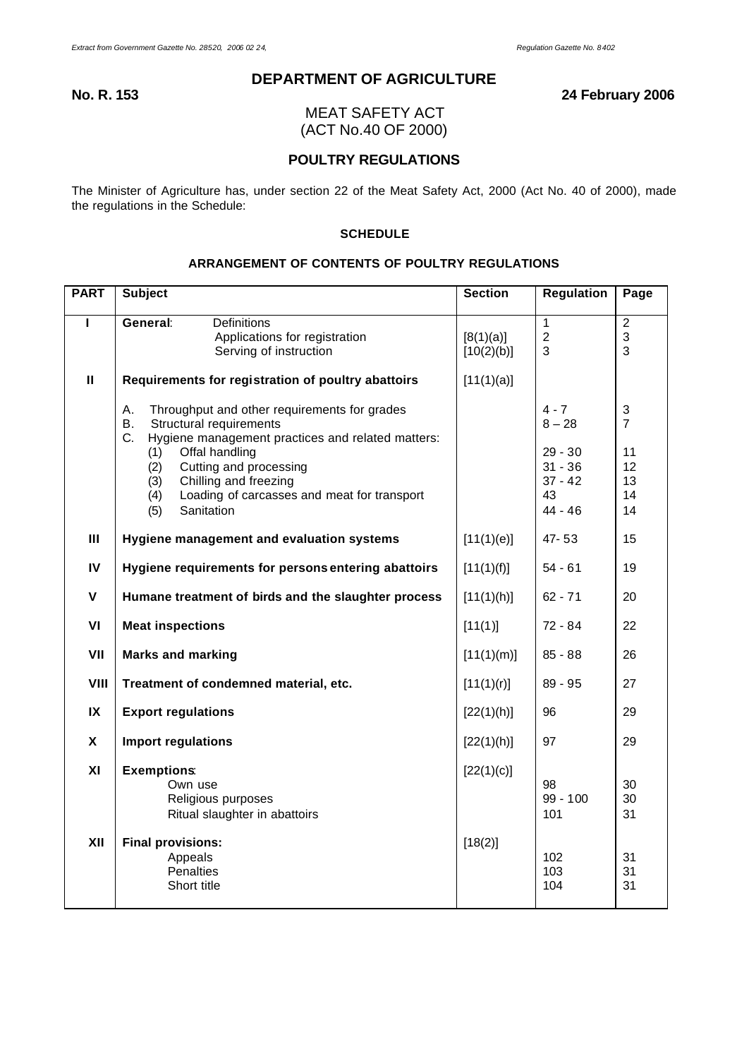# DEPARTMENT OF AGRICULTURE

**No. R. 153** **24 February 2006**

## MEAT SAFETY ACT
## (ACT No.40 OF 2000)

## POULTRY REGULATIONS

The Minister of Agriculture has, under section 22 of the Meat Safety Act, 2000 (Act No. 40 of 2000), made the regulations in the Schedule:

### SCHEDULE

### ARRANGEMENT OF CONTENTS OF POULTRY REGULATIONS

| PART | Subject | Section | Regulation | Page |
|---|---|---|---|---|
| I | **General**: Definitions | | 1 | 2 |
| | Applications for registration | [8(1)(a)] | 2 | 3 |
| | Serving of instruction | [10(2)(b)] | 3 | 3 |
| II | **Requirements for registration of poultry abattoirs** | [11(1)(a)] | | |
| | A. Throughput and other requirements for grades | | 4 - 7 | 3 |
| | B. Structural requirements | | 8 – 28 | 7 |
| | C. Hygiene management practices and related matters: | | | |
| | (1) Offal handling | | 29 - 30 | 11 |
| | (2) Cutting and processing | | 31 - 36 | 12 |
| | (3) Chilling and freezing | | 37 - 42 | 13 |
| | (4) Loading of carcasses and meat for transport | | 43 | 14 |
| | (5) Sanitation | | 44 - 46 | 14 |
| III | **Hygiene management and evaluation systems** | [11(1)(e)] | 47- 53 | 15 |
| IV | **Hygiene requirements for persons entering abattoirs** | [11(1)(f)] | 54 - 61 | 19 |
| V | **Humane treatment of birds and the slaughter process** | [11(1)(h)] | 62 - 71 | 20 |
| VI | **Meat inspections** | [11(1)] | 72 - 84 | 22 |
| VII | **Marks and marking** | [11(1)(m)] | 85 - 88 | 26 |
| VIII | **Treatment of condemned material, etc.** | [11(1)(r)] | 89 - 95 | 27 |
| IX | **Export regulations** | [22(1)(h)] | 96 | 29 |
| X | **Import regulations** | [22(1)(h)] | 97 | 29 |
| XI | **Exemptions**: | [22(1)(c)] | | |
| | Own use | | 98 | 30 |
| | Religious purposes | | 99 - 100 | 30 |
| | Ritual slaughter in abattoirs | | 101 | 31 |
| XII | **Final provisions:** | [18(2)] | | |
| | Appeals | | 102 | 31 |
| | Penalties | | 103 | 31 |
| | Short title | | 104 | 31 |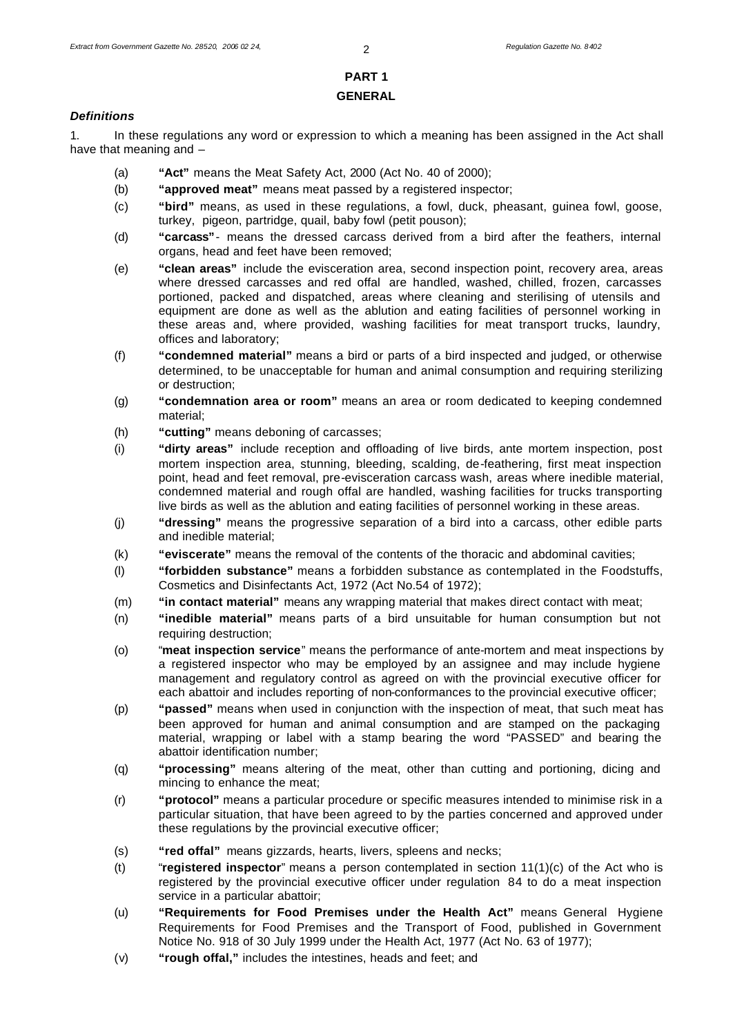## PART 1

## GENERAL

***Definitions***

1. In these regulations any word or expression to which a meaning has been assigned in the Act shall have that meaning and –

(a) **"Act"** means the Meat Safety Act, 2000 (Act No. 40 of 2000);

(b) **"approved meat"** means meat passed by a registered inspector;

(c) **"bird"** means, as used in these regulations, a fowl, duck, pheasant, guinea fowl, goose, turkey, pigeon, partridge, quail, baby fowl (petit pouson);

(d) **"carcass"**- means the dressed carcass derived from a bird after the feathers, internal organs, head and feet have been removed;

(e) **"clean areas"** include the evisceration area, second inspection point, recovery area, areas where dressed carcasses and red offal are handled, washed, chilled, frozen, carcasses portioned, packed and dispatched, areas where cleaning and sterilising of utensils and equipment are done as well as the ablution and eating facilities of personnel working in these areas and, where provided, washing facilities for meat transport trucks, laundry, offices and laboratory;

(f) **"condemned material"** means a bird or parts of a bird inspected and judged, or otherwise determined, to be unacceptable for human and animal consumption and requiring sterilizing or destruction;

(g) **"condemnation area or room"** means an area or room dedicated to keeping condemned material;

(h) **"cutting"** means deboning of carcasses;

(i) **"dirty areas"** include reception and offloading of live birds, ante mortem inspection, post mortem inspection area, stunning, bleeding, scalding, de-feathering, first meat inspection point, head and feet removal, pre-evisceration carcass wash, areas where inedible material, condemned material and rough offal are handled, washing facilities for trucks transporting live birds as well as the ablution and eating facilities of personnel working in these areas.

(j) **"dressing"** means the progressive separation of a bird into a carcass, other edible parts and inedible material;

(k) **"eviscerate"** means the removal of the contents of the thoracic and abdominal cavities;

(l) **"forbidden substance"** means a forbidden substance as contemplated in the Foodstuffs, Cosmetics and Disinfectants Act, 1972 (Act No.54 of 1972);

(m) **"in contact material"** means any wrapping material that makes direct contact with meat;

(n) **"inedible material"** means parts of a bird unsuitable for human consumption but not requiring destruction;

(o) "**meat inspection service**" means the performance of ante-mortem and meat inspections by a registered inspector who may be employed by an assignee and may include hygiene management and regulatory control as agreed on with the provincial executive officer for each abattoir and includes reporting of non-conformances to the provincial executive officer;

(p) **"passed"** means when used in conjunction with the inspection of meat, that such meat has been approved for human and animal consumption and are stamped on the packaging material, wrapping or label with a stamp bearing the word "PASSED" and bearing the abattoir identification number;

(q) **"processing"** means altering of the meat, other than cutting and portioning, dicing and mincing to enhance the meat;

(r) **"protocol"** means a particular procedure or specific measures intended to minimise risk in a particular situation, that have been agreed to by the parties concerned and approved under these regulations by the provincial executive officer;

(s) **"red offal"** means gizzards, hearts, livers, spleens and necks;

(t) "**registered inspector**" means a person contemplated in section 11(1)(c) of the Act who is registered by the provincial executive officer under regulation 84 to do a meat inspection service in a particular abattoir;

(u) **"Requirements for Food Premises under the Health Act"** means General Hygiene Requirements for Food Premises and the Transport of Food, published in Government Notice No. 918 of 30 July 1999 under the Health Act, 1977 (Act No. 63 of 1977);

(v) **"rough offal,"** includes the intestines, heads and feet; and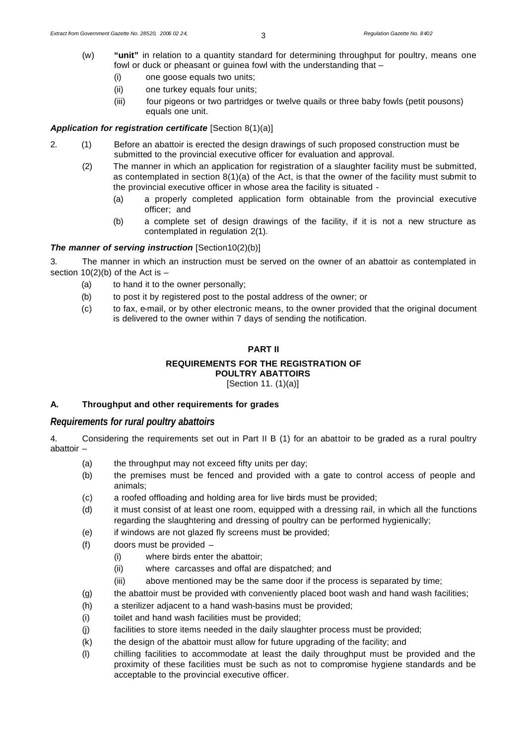(w) **"unit"** in relation to a quantity standard for determining throughput for poultry, means one fowl or duck or pheasant or guinea fowl with the understanding that –

(i) one goose equals two units;

(ii) one turkey equals four units;

(iii) four pigeons or two partridges or twelve quails or three baby fowls (petit pousons) equals one unit.

***Application for registration certificate*** [Section 8(1)(a)]

2. (1) Before an abattoir is erected the design drawings of such proposed construction must be submitted to the provincial executive officer for evaluation and approval.

(2) The manner in which an application for registration of a slaughter facility must be submitted, as contemplated in section 8(1)(a) of the Act, is that the owner of the facility must submit to the provincial executive officer in whose area the facility is situated -

(a) a properly completed application form obtainable from the provincial executive officer; and

(b) a complete set of design drawings of the facility, if it is not a new structure as contemplated in regulation 2(1).

***The manner of serving instruction*** [Section10(2)(b)]

3. The manner in which an instruction must be served on the owner of an abattoir as contemplated in section 10(2)(b) of the Act is –

(a) to hand it to the owner personally;

(b) to post it by registered post to the postal address of the owner; or

(c) to fax, e-mail, or by other electronic means, to the owner provided that the original document is delivered to the owner within 7 days of sending the notification.

## PART II

### REQUIREMENTS FOR THE REGISTRATION OF POULTRY ABATTOIRS

[Section 11. (1)(a)]

### A. Throughput and other requirements for grades

### *Requirements for rural poultry abattoirs*

4. Considering the requirements set out in Part II B (1) for an abattoir to be graded as a rural poultry abattoir –

(a) the throughput may not exceed fifty units per day;

(b) the premises must be fenced and provided with a gate to control access of people and animals;

(c) a roofed offloading and holding area for live birds must be provided;

(d) it must consist of at least one room, equipped with a dressing rail, in which all the functions regarding the slaughtering and dressing of poultry can be performed hygienically;

(e) if windows are not glazed fly screens must be provided;

(f) doors must be provided –

(i) where birds enter the abattoir;

(ii) where carcasses and offal are dispatched; and

(iii) above mentioned may be the same door if the process is separated by time;

(g) the abattoir must be provided with conveniently placed boot wash and hand wash facilities;

(h) a sterilizer adjacent to a hand wash-basins must be provided;

(i) toilet and hand wash facilities must be provided;

(j) facilities to store items needed in the daily slaughter process must be provided;

(k) the design of the abattoir must allow for future upgrading of the facility; and

(l) chilling facilities to accommodate at least the daily throughput must be provided and the proximity of these facilities must be such as not to compromise hygiene standards and be acceptable to the provincial executive officer.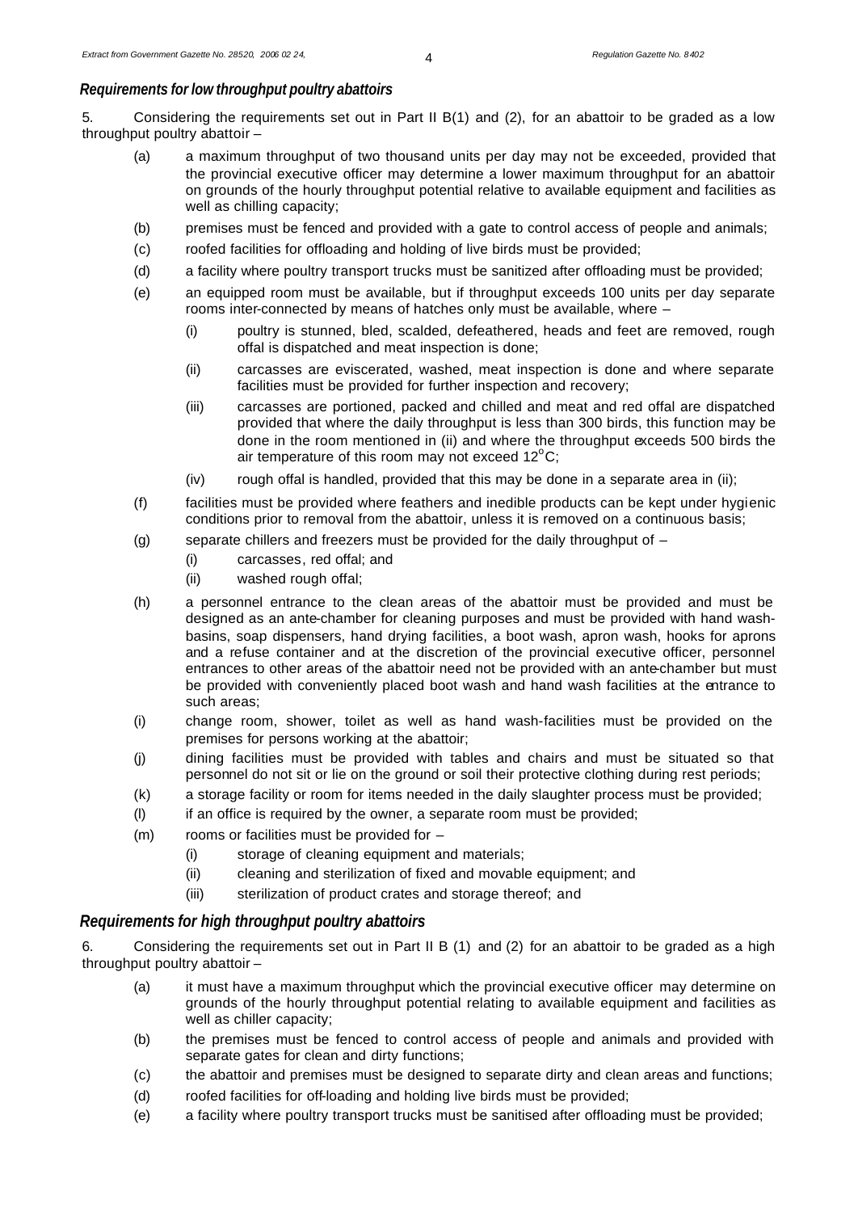### *Requirements for low throughput poultry abattoirs*

5. Considering the requirements set out in Part II B(1) and (2), for an abattoir to be graded as a low throughput poultry abattoir –

- (a) a maximum throughput of two thousand units per day may not be exceeded, provided that the provincial executive officer may determine a lower maximum throughput for an abattoir on grounds of the hourly throughput potential relative to available equipment and facilities as well as chilling capacity;
- (b) premises must be fenced and provided with a gate to control access of people and animals;
- (c) roofed facilities for offloading and holding of live birds must be provided;
- (d) a facility where poultry transport trucks must be sanitized after offloading must be provided;
- (e) an equipped room must be available, but if throughput exceeds 100 units per day separate rooms inter-connected by means of hatches only must be available, where –
  - (i) poultry is stunned, bled, scalded, defeathered, heads and feet are removed, rough offal is dispatched and meat inspection is done;
  - (ii) carcasses are eviscerated, washed, meat inspection is done and where separate facilities must be provided for further inspection and recovery;
  - (iii) carcasses are portioned, packed and chilled and meat and red offal are dispatched provided that where the daily throughput is less than 300 birds, this function may be done in the room mentioned in (ii) and where the throughput exceeds 500 birds the air temperature of this room may not exceed 12°C;
  - (iv) rough offal is handled, provided that this may be done in a separate area in (ii);
- (f) facilities must be provided where feathers and inedible products can be kept under hygienic conditions prior to removal from the abattoir, unless it is removed on a continuous basis;
- (g) separate chillers and freezers must be provided for the daily throughput of –
  - (i) carcasses, red offal; and
  - (ii) washed rough offal;
- (h) a personnel entrance to the clean areas of the abattoir must be provided and must be designed as an ante-chamber for cleaning purposes and must be provided with hand wash-basins, soap dispensers, hand drying facilities, a boot wash, apron wash, hooks for aprons and a refuse container and at the discretion of the provincial executive officer, personnel entrances to other areas of the abattoir need not be provided with an ante-chamber but must be provided with conveniently placed boot wash and hand wash facilities at the entrance to such areas;
- (i) change room, shower, toilet as well as hand wash-facilities must be provided on the premises for persons working at the abattoir;
- (j) dining facilities must be provided with tables and chairs and must be situated so that personnel do not sit or lie on the ground or soil their protective clothing during rest periods;
- (k) a storage facility or room for items needed in the daily slaughter process must be provided;
- (l) if an office is required by the owner, a separate room must be provided;
- (m) rooms or facilities must be provided for –
  - (i) storage of cleaning equipment and materials;
  - (ii) cleaning and sterilization of fixed and movable equipment; and
  - (iii) sterilization of product crates and storage thereof; and

### *Requirements for high throughput poultry abattoirs*

6. Considering the requirements set out in Part II B (1) and (2) for an abattoir to be graded as a high throughput poultry abattoir –

- (a) it must have a maximum throughput which the provincial executive officer may determine on grounds of the hourly throughput potential relating to available equipment and facilities as well as chiller capacity;
- (b) the premises must be fenced to control access of people and animals and provided with separate gates for clean and dirty functions;
- (c) the abattoir and premises must be designed to separate dirty and clean areas and functions;
- (d) roofed facilities for off-loading and holding live birds must be provided;
- (e) a facility where poultry transport trucks must be sanitised after offloading must be provided;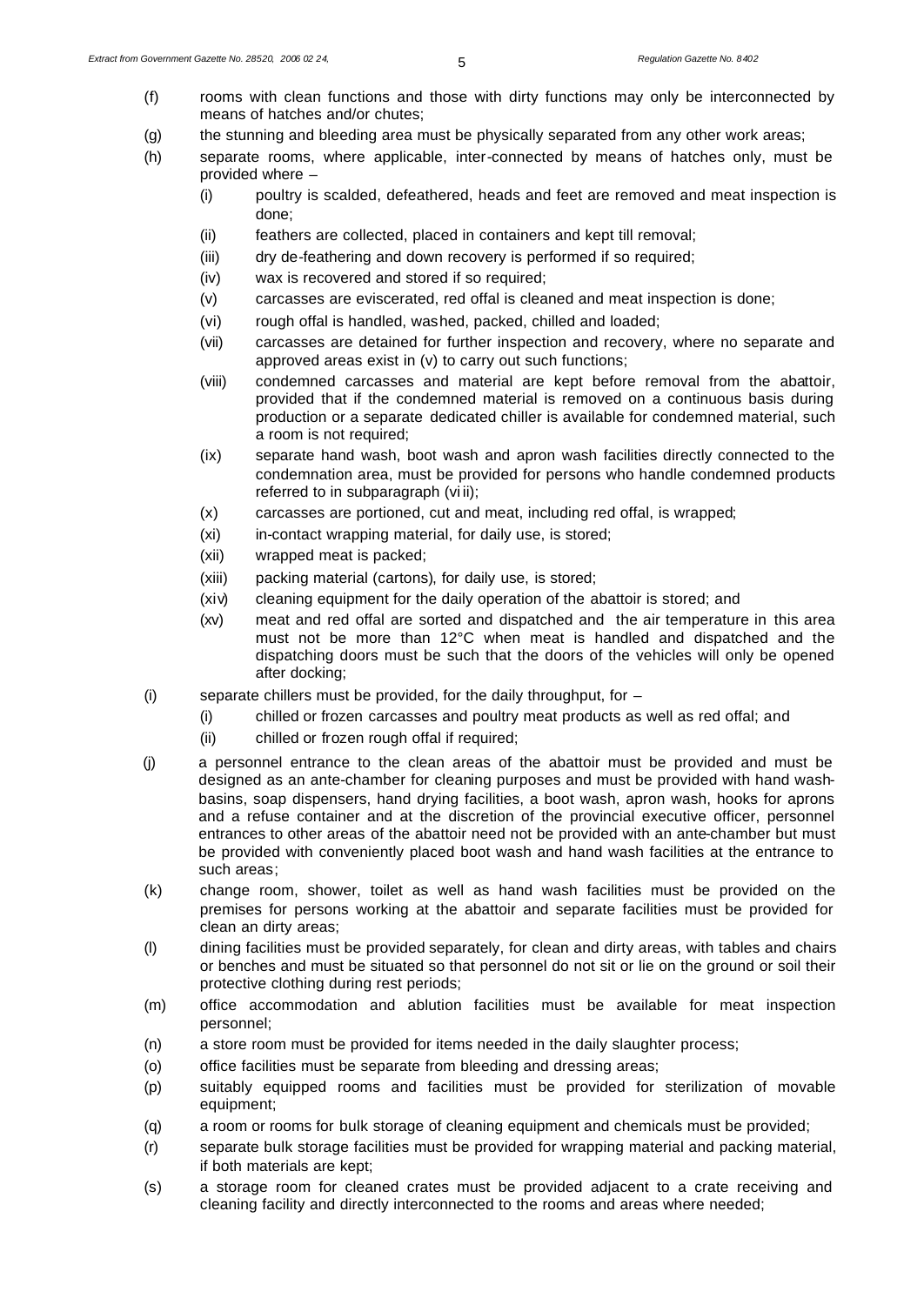(f) rooms with clean functions and those with dirty functions may only be interconnected by means of hatches and/or chutes;

(g) the stunning and bleeding area must be physically separated from any other work areas;

(h) separate rooms, where applicable, inter-connected by means of hatches only, must be provided where –

  (i) poultry is scalded, defeathered, heads and feet are removed and meat inspection is done;

  (ii) feathers are collected, placed in containers and kept till removal;

  (iii) dry de-feathering and down recovery is performed if so required;

  (iv) wax is recovered and stored if so required;

  (v) carcasses are eviscerated, red offal is cleaned and meat inspection is done;

  (vi) rough offal is handled, washed, packed, chilled and loaded;

  (vii) carcasses are detained for further inspection and recovery, where no separate and approved areas exist in (v) to carry out such functions;

  (viii) condemned carcasses and material are kept before removal from the abattoir, provided that if the condemned material is removed on a continuous basis during production or a separate dedicated chiller is available for condemned material, such a room is not required;

  (ix) separate hand wash, boot wash and apron wash facilities directly connected to the condemnation area, must be provided for persons who handle condemned products referred to in subparagraph (viii);

  (x) carcasses are portioned, cut and meat, including red offal, is wrapped;

  (xi) in-contact wrapping material, for daily use, is stored;

  (xii) wrapped meat is packed;

  (xiii) packing material (cartons), for daily use, is stored;

  (xiv) cleaning equipment for the daily operation of the abattoir is stored; and

  (xv) meat and red offal are sorted and dispatched and the air temperature in this area must not be more than 12°C when meat is handled and dispatched and the dispatching doors must be such that the doors of the vehicles will only be opened after docking;

(i) separate chillers must be provided, for the daily throughput, for –

  (i) chilled or frozen carcasses and poultry meat products as well as red offal; and

  (ii) chilled or frozen rough offal if required;

(j) a personnel entrance to the clean areas of the abattoir must be provided and must be designed as an ante-chamber for cleaning purposes and must be provided with hand wash-basins, soap dispensers, hand drying facilities, a boot wash, apron wash, hooks for aprons and a refuse container and at the discretion of the provincial executive officer, personnel entrances to other areas of the abattoir need not be provided with an ante-chamber but must be provided with conveniently placed boot wash and hand wash facilities at the entrance to such areas;

(k) change room, shower, toilet as well as hand wash facilities must be provided on the premises for persons working at the abattoir and separate facilities must be provided for clean an dirty areas;

(l) dining facilities must be provided separately, for clean and dirty areas, with tables and chairs or benches and must be situated so that personnel do not sit or lie on the ground or soil their protective clothing during rest periods;

(m) office accommodation and ablution facilities must be available for meat inspection personnel;

(n) a store room must be provided for items needed in the daily slaughter process;

(o) office facilities must be separate from bleeding and dressing areas;

(p) suitably equipped rooms and facilities must be provided for sterilization of movable equipment;

(q) a room or rooms for bulk storage of cleaning equipment and chemicals must be provided;

(r) separate bulk storage facilities must be provided for wrapping material and packing material, if both materials are kept;

(s) a storage room for cleaned crates must be provided adjacent to a crate receiving and cleaning facility and directly interconnected to the rooms and areas where needed;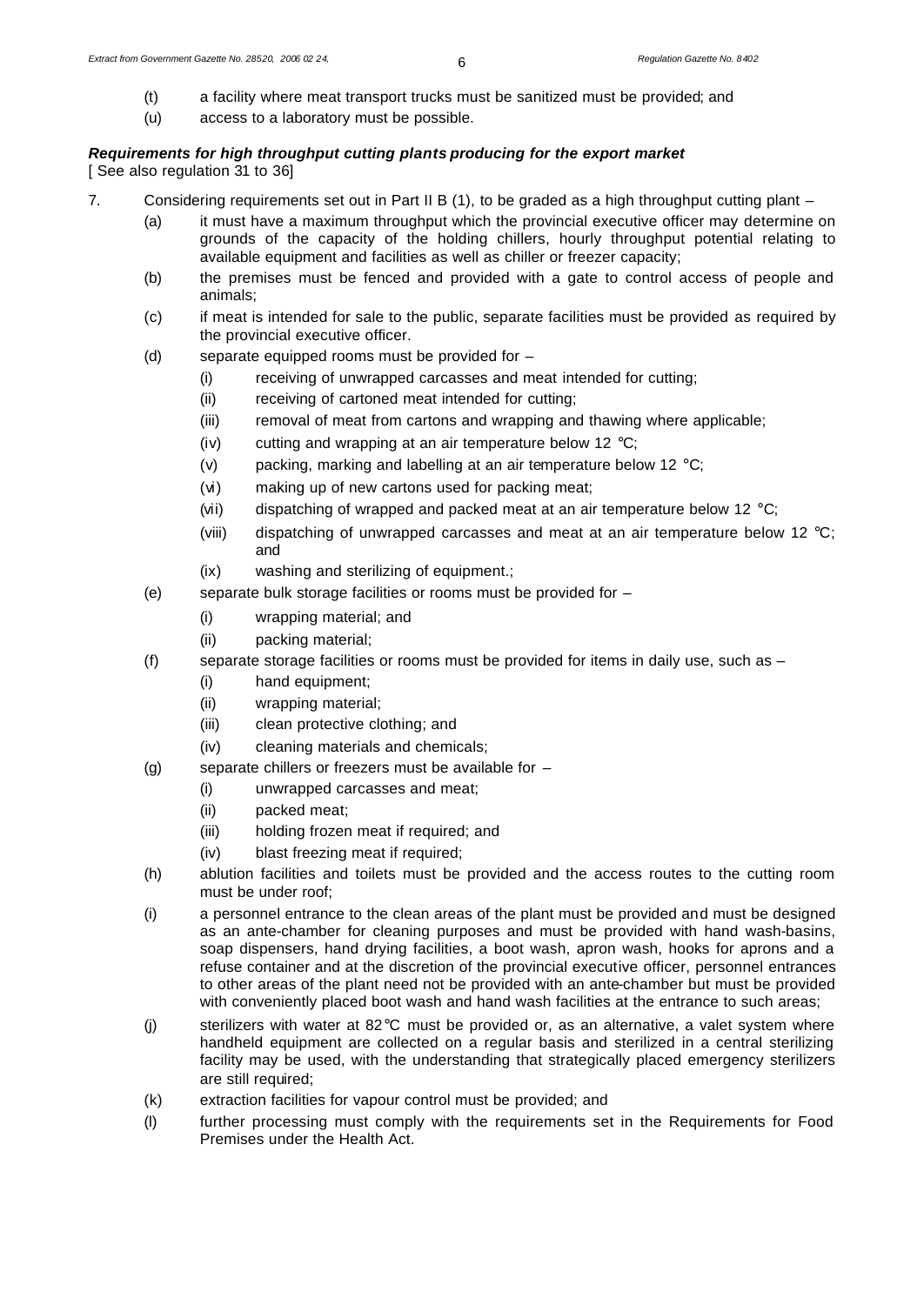(t) a facility where meat transport trucks must be sanitized must be provided; and

(u) access to a laboratory must be possible.

***Requirements for high throughput cutting plants producing for the export market***
[ See also regulation 31 to 36]

7. Considering requirements set out in Part II B (1), to be graded as a high throughput cutting plant –

   (a) it must have a maximum throughput which the provincial executive officer may determine on grounds of the capacity of the holding chillers, hourly throughput potential relating to available equipment and facilities as well as chiller or freezer capacity;

   (b) the premises must be fenced and provided with a gate to control access of people and animals;

   (c) if meat is intended for sale to the public, separate facilities must be provided as required by the provincial executive officer.

   (d) separate equipped rooms must be provided for –

      (i) receiving of unwrapped carcasses and meat intended for cutting;

      (ii) receiving of cartoned meat intended for cutting;

      (iii) removal of meat from cartons and wrapping and thawing where applicable;

      (iv) cutting and wrapping at an air temperature below 12 °C;

      (v) packing, marking and labelling at an air temperature below 12 °C;

      (vi) making up of new cartons used for packing meat;

      (vii) dispatching of wrapped and packed meat at an air temperature below 12 °C;

      (viii) dispatching of unwrapped carcasses and meat at an air temperature below 12 °C; and

      (ix) washing and sterilizing of equipment.;

   (e) separate bulk storage facilities or rooms must be provided for –

      (i) wrapping material; and

      (ii) packing material;

   (f) separate storage facilities or rooms must be provided for items in daily use, such as –

      (i) hand equipment;

      (ii) wrapping material;

      (iii) clean protective clothing; and

      (iv) cleaning materials and chemicals;

   (g) separate chillers or freezers must be available for –

      (i) unwrapped carcasses and meat;

      (ii) packed meat;

      (iii) holding frozen meat if required; and

      (iv) blast freezing meat if required;

   (h) ablution facilities and toilets must be provided and the access routes to the cutting room must be under roof;

   (i) a personnel entrance to the clean areas of the plant must be provided and must be designed as an ante-chamber for cleaning purposes and must be provided with hand wash-basins, soap dispensers, hand drying facilities, a boot wash, apron wash, hooks for aprons and a refuse container and at the discretion of the provincial executive officer, personnel entrances to other areas of the plant need not be provided with an ante-chamber but must be provided with conveniently placed boot wash and hand wash facilities at the entrance to such areas;

   (j) sterilizers with water at 82°C must be provided or, as an alternative, a valet system where handheld equipment are collected on a regular basis and sterilized in a central sterilizing facility may be used, with the understanding that strategically placed emergency sterilizers are still required;

   (k) extraction facilities for vapour control must be provided; and

   (l) further processing must comply with the requirements set in the Requirements for Food Premises under the Health Act.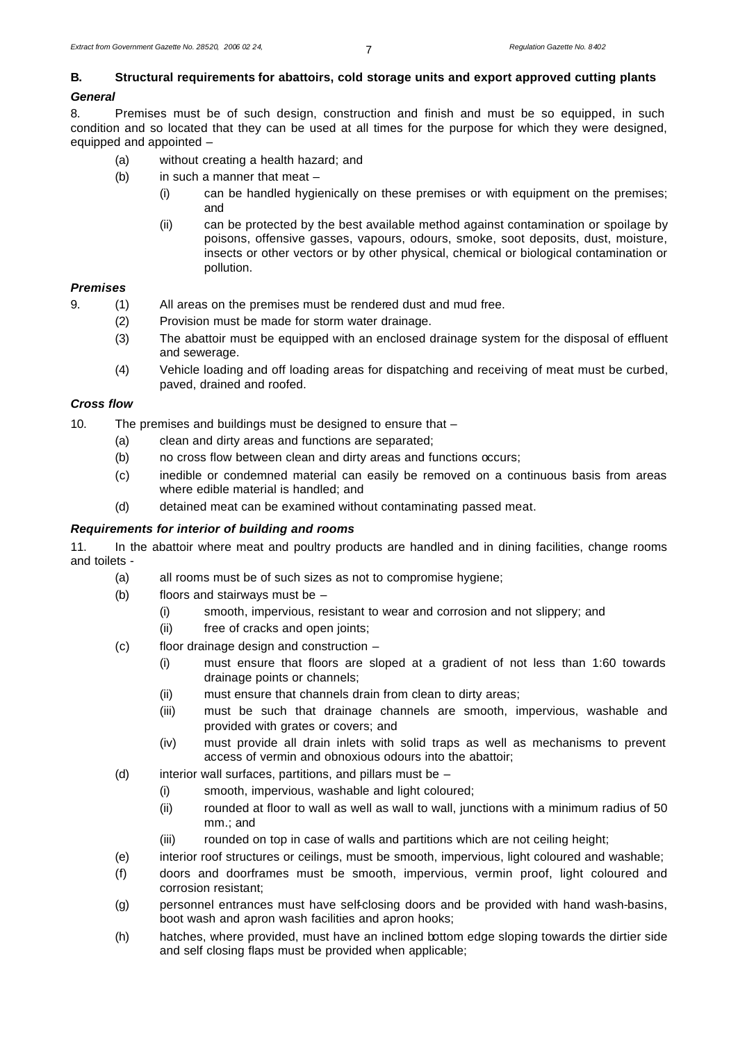## B. Structural requirements for abattoirs, cold storage units and export approved cutting plants

***General***

8. Premises must be of such design, construction and finish and must be so equipped, in such condition and so located that they can be used at all times for the purpose for which they were designed, equipped and appointed –

- (a) without creating a health hazard; and
- (b) in such a manner that meat –
  - (i) can be handled hygienically on these premises or with equipment on the premises; and
  - (ii) can be protected by the best available method against contamination or spoilage by poisons, offensive gasses, vapours, odours, smoke, soot deposits, dust, moisture, insects or other vectors or by other physical, chemical or biological contamination or pollution.

***Premises***

9. (1) All areas on the premises must be rendered dust and mud free.

- (2) Provision must be made for storm water drainage.
- (3) The abattoir must be equipped with an enclosed drainage system for the disposal of effluent and sewerage.
- (4) Vehicle loading and off loading areas for dispatching and receiving of meat must be curbed, paved, drained and roofed.

***Cross flow***

10. The premises and buildings must be designed to ensure that –

- (a) clean and dirty areas and functions are separated;
- (b) no cross flow between clean and dirty areas and functions occurs;
- (c) inedible or condemned material can easily be removed on a continuous basis from areas where edible material is handled; and
- (d) detained meat can be examined without contaminating passed meat.

***Requirements for interior of building and rooms***

11. In the abattoir where meat and poultry products are handled and in dining facilities, change rooms and toilets -

- (a) all rooms must be of such sizes as not to compromise hygiene;
- (b) floors and stairways must be –
  - (i) smooth, impervious, resistant to wear and corrosion and not slippery; and
  - (ii) free of cracks and open joints;
- (c) floor drainage design and construction –
  - (i) must ensure that floors are sloped at a gradient of not less than 1:60 towards drainage points or channels;
  - (ii) must ensure that channels drain from clean to dirty areas;
  - (iii) must be such that drainage channels are smooth, impervious, washable and provided with grates or covers; and
  - (iv) must provide all drain inlets with solid traps as well as mechanisms to prevent access of vermin and obnoxious odours into the abattoir;
- (d) interior wall surfaces, partitions, and pillars must be –
  - (i) smooth, impervious, washable and light coloured;
  - (ii) rounded at floor to wall as well as wall to wall, junctions with a minimum radius of 50 mm.; and
  - (iii) rounded on top in case of walls and partitions which are not ceiling height;
- (e) interior roof structures or ceilings, must be smooth, impervious, light coloured and washable;
- (f) doors and doorframes must be smooth, impervious, vermin proof, light coloured and corrosion resistant;
- (g) personnel entrances must have self-closing doors and be provided with hand wash-basins, boot wash and apron wash facilities and apron hooks;
- (h) hatches, where provided, must have an inclined bottom edge sloping towards the dirtier side and self closing flaps must be provided when applicable;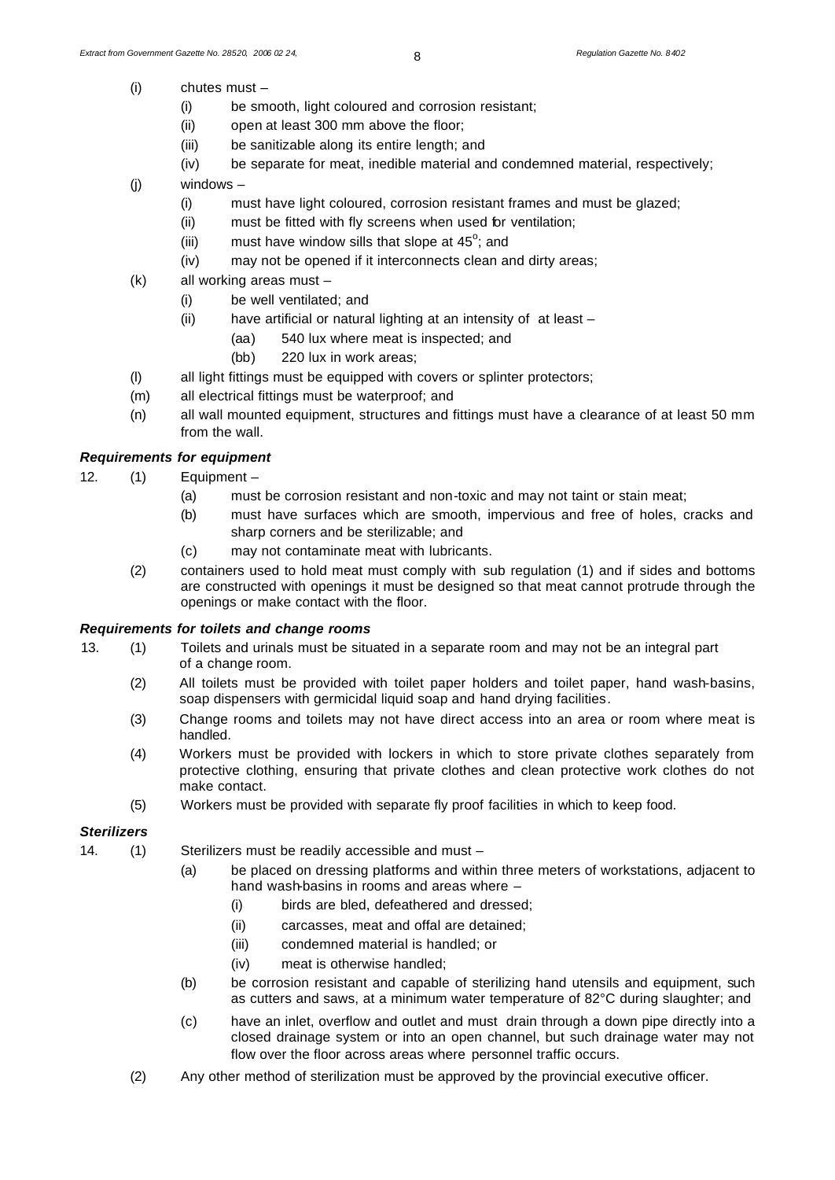(i) chutes must –

   (i) be smooth, light coloured and corrosion resistant;
   (ii) open at least 300 mm above the floor;
   (iii) be sanitizable along its entire length; and
   (iv) be separate for meat, inedible material and condemned material, respectively;

(j) windows –

   (i) must have light coloured, corrosion resistant frames and must be glazed;
   (ii) must be fitted with fly screens when used for ventilation;
   (iii) must have window sills that slope at $45^{o}$; and
   (iv) may not be opened if it interconnects clean and dirty areas;

(k) all working areas must –

   (i) be well ventilated; and
   (ii) have artificial or natural lighting at an intensity of at least –

      (aa) 540 lux where meat is inspected; and
      (bb) 220 lux in work areas;

(l) all light fittings must be equipped with covers or splinter protectors;

(m) all electrical fittings must be waterproof; and

(n) all wall mounted equipment, structures and fittings must have a clearance of at least 50 mm from the wall.

### *Requirements for equipment*

12. (1) Equipment –

   (a) must be corrosion resistant and non-toxic and may not taint or stain meat;
   (b) must have surfaces which are smooth, impervious and free of holes, cracks and sharp corners and be sterilizable; and
   (c) may not contaminate meat with lubricants.

(2) containers used to hold meat must comply with sub regulation (1) and if sides and bottoms are constructed with openings it must be designed so that meat cannot protrude through the openings or make contact with the floor.

### *Requirements for toilets and change rooms*

13. (1) Toilets and urinals must be situated in a separate room and may not be an integral part of a change room.

(2) All toilets must be provided with toilet paper holders and toilet paper, hand wash-basins, soap dispensers with germicidal liquid soap and hand drying facilities.

(3) Change rooms and toilets may not have direct access into an area or room where meat is handled.

(4) Workers must be provided with lockers in which to store private clothes separately from protective clothing, ensuring that private clothes and clean protective work clothes do not make contact.

(5) Workers must be provided with separate fly proof facilities in which to keep food.

### *Sterilizers*

14. (1) Sterilizers must be readily accessible and must –

   (a) be placed on dressing platforms and within three meters of workstations, adjacent to hand wash-basins in rooms and areas where –

      (i) birds are bled, defeathered and dressed;
      (ii) carcasses, meat and offal are detained;
      (iii) condemned material is handled; or
      (iv) meat is otherwise handled;

   (b) be corrosion resistant and capable of sterilizing hand utensils and equipment, such as cutters and saws, at a minimum water temperature of 82°C during slaughter; and

   (c) have an inlet, overflow and outlet and must drain through a down pipe directly into a closed drainage system or into an open channel, but such drainage water may not flow over the floor across areas where personnel traffic occurs.

(2) Any other method of sterilization must be approved by the provincial executive officer.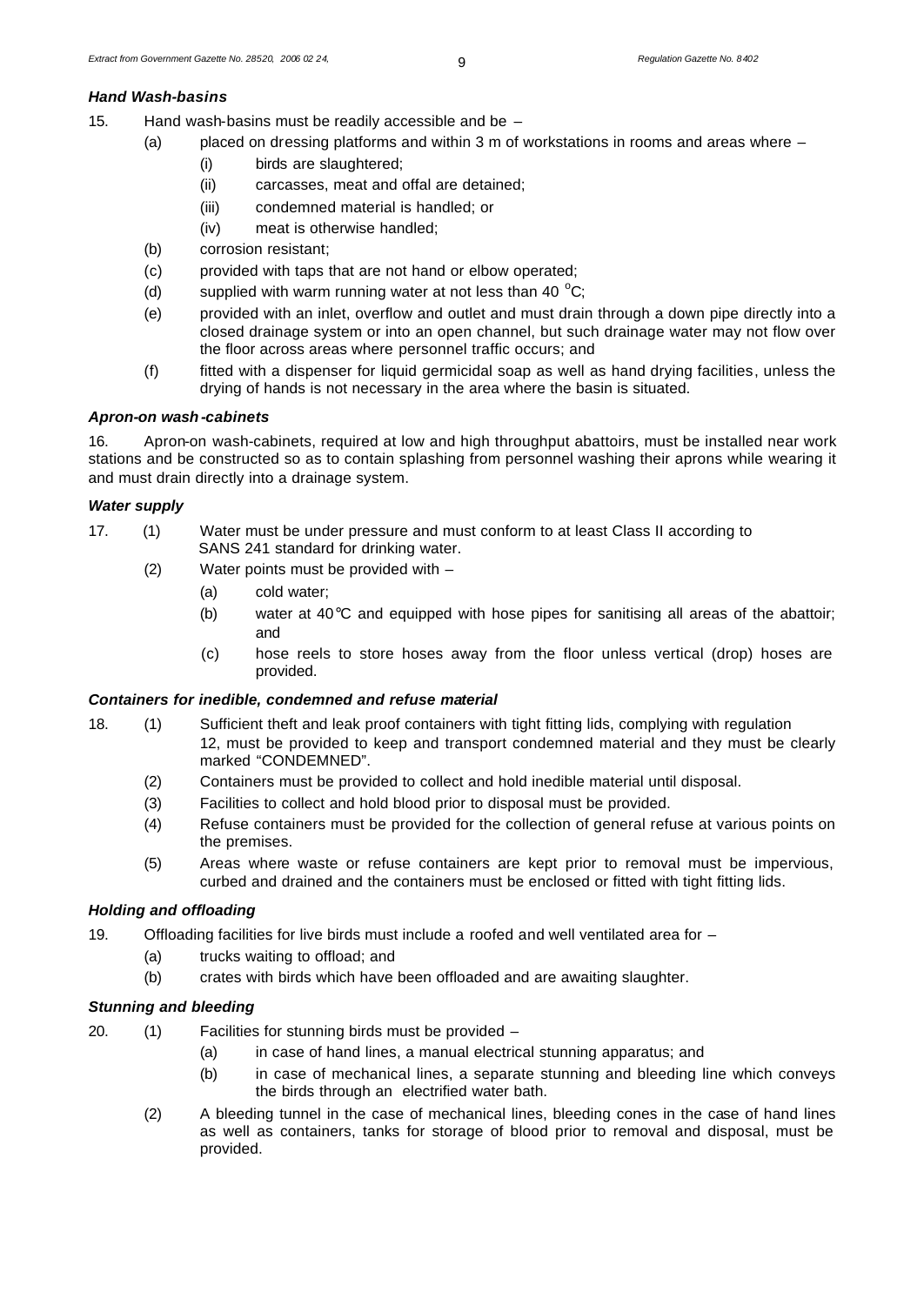### *Hand Wash-basins*

15. Hand wash-basins must be readily accessible and be –

   (a) placed on dressing platforms and within 3 m of workstations in rooms and areas where –

      (i) birds are slaughtered;

      (ii) carcasses, meat and offal are detained;

      (iii) condemned material is handled; or

      (iv) meat is otherwise handled;

   (b) corrosion resistant;

   (c) provided with taps that are not hand or elbow operated;

   (d) supplied with warm running water at not less than 40 $^{o}$C;

   (e) provided with an inlet, overflow and outlet and must drain through a down pipe directly into a closed drainage system or into an open channel, but such drainage water may not flow over the floor across areas where personnel traffic occurs; and

   (f) fitted with a dispenser for liquid germicidal soap as well as hand drying facilities, unless the drying of hands is not necessary in the area where the basin is situated.

### *Apron-on wash-cabinets*

16. Apron-on wash-cabinets, required at low and high throughput abattoirs, must be installed near work stations and be constructed so as to contain splashing from personnel washing their aprons while wearing it and must drain directly into a drainage system.

### *Water supply*

17. (1) Water must be under pressure and must conform to at least Class II according to SANS 241 standard for drinking water.

   (2) Water points must be provided with –

      (a) cold water;

      (b) water at 40°C and equipped with hose pipes for sanitising all areas of the abattoir; and

      (c) hose reels to store hoses away from the floor unless vertical (drop) hoses are provided.

### *Containers for inedible, condemned and refuse material*

18. (1) Sufficient theft and leak proof containers with tight fitting lids, complying with regulation 12, must be provided to keep and transport condemned material and they must be clearly marked "CONDEMNED".

   (2) Containers must be provided to collect and hold inedible material until disposal.

   (3) Facilities to collect and hold blood prior to disposal must be provided.

   (4) Refuse containers must be provided for the collection of general refuse at various points on the premises.

   (5) Areas where waste or refuse containers are kept prior to removal must be impervious, curbed and drained and the containers must be enclosed or fitted with tight fitting lids.

### *Holding and offloading*

19. Offloading facilities for live birds must include a roofed and well ventilated area for –

   (a) trucks waiting to offload; and

   (b) crates with birds which have been offloaded and are awaiting slaughter.

### *Stunning and bleeding*

20. (1) Facilities for stunning birds must be provided –

      (a) in case of hand lines, a manual electrical stunning apparatus; and

      (b) in case of mechanical lines, a separate stunning and bleeding line which conveys the birds through an electrified water bath.

   (2) A bleeding tunnel in the case of mechanical lines, bleeding cones in the case of hand lines as well as containers, tanks for storage of blood prior to removal and disposal, must be provided.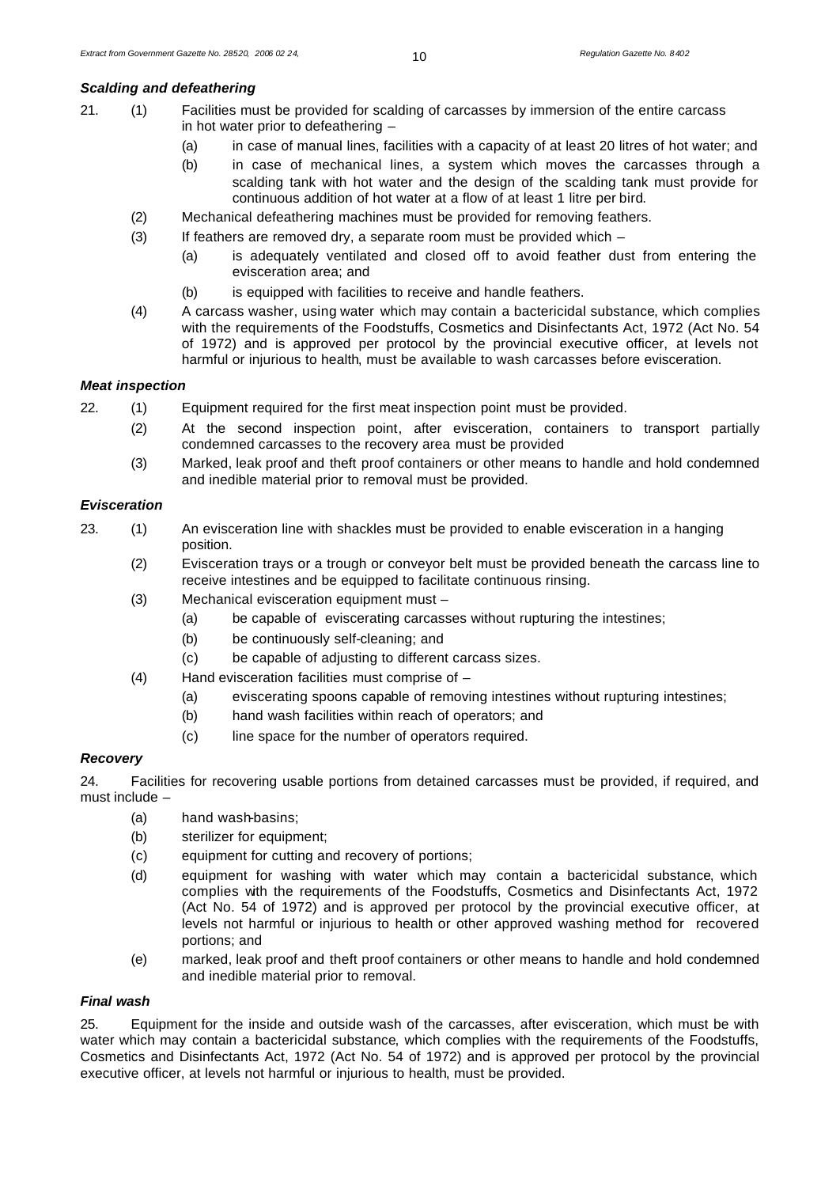### *Scalding and defeathering*

21. (1) Facilities must be provided for scalding of carcasses by immersion of the entire carcass in hot water prior to defeathering –

    (a) in case of manual lines, facilities with a capacity of at least 20 litres of hot water; and

    (b) in case of mechanical lines, a system which moves the carcasses through a scalding tank with hot water and the design of the scalding tank must provide for continuous addition of hot water at a flow of at least 1 litre per bird.

    (2) Mechanical defeathering machines must be provided for removing feathers.

    (3) If feathers are removed dry, a separate room must be provided which –

    (a) is adequately ventilated and closed off to avoid feather dust from entering the evisceration area; and

    (b) is equipped with facilities to receive and handle feathers.

    (4) A carcass washer, using water which may contain a bactericidal substance, which complies with the requirements of the Foodstuffs, Cosmetics and Disinfectants Act, 1972 (Act No. 54 of 1972) and is approved per protocol by the provincial executive officer, at levels not harmful or injurious to health, must be available to wash carcasses before evisceration.

### *Meat inspection*

22. (1) Equipment required for the first meat inspection point must be provided.

    (2) At the second inspection point, after evisceration, containers to transport partially condemned carcasses to the recovery area must be provided

    (3) Marked, leak proof and theft proof containers or other means to handle and hold condemned and inedible material prior to removal must be provided.

### *Evisceration*

23. (1) An evisceration line with shackles must be provided to enable evisceration in a hanging position.

    (2) Evisceration trays or a trough or conveyor belt must be provided beneath the carcass line to receive intestines and be equipped to facilitate continuous rinsing.

    (3) Mechanical evisceration equipment must –

    (a) be capable of eviscerating carcasses without rupturing the intestines;

    (b) be continuously self-cleaning; and

    (c) be capable of adjusting to different carcass sizes.

    (4) Hand evisceration facilities must comprise of –

    (a) eviscerating spoons capable of removing intestines without rupturing intestines;

    (b) hand wash facilities within reach of operators; and

    (c) line space for the number of operators required.

### *Recovery*

24. Facilities for recovering usable portions from detained carcasses must be provided, if required, and must include –

    (a) hand wash-basins;

    (b) sterilizer for equipment;

    (c) equipment for cutting and recovery of portions;

    (d) equipment for washing with water which may contain a bactericidal substance, which complies with the requirements of the Foodstuffs, Cosmetics and Disinfectants Act, 1972 (Act No. 54 of 1972) and is approved per protocol by the provincial executive officer, at levels not harmful or injurious to health or other approved washing method for recovered portions; and

    (e) marked, leak proof and theft proof containers or other means to handle and hold condemned and inedible material prior to removal.

### *Final wash*

25. Equipment for the inside and outside wash of the carcasses, after evisceration, which must be with water which may contain a bactericidal substance, which complies with the requirements of the Foodstuffs, Cosmetics and Disinfectants Act, 1972 (Act No. 54 of 1972) and is approved per protocol by the provincial executive officer, at levels not harmful or injurious to health, must be provided.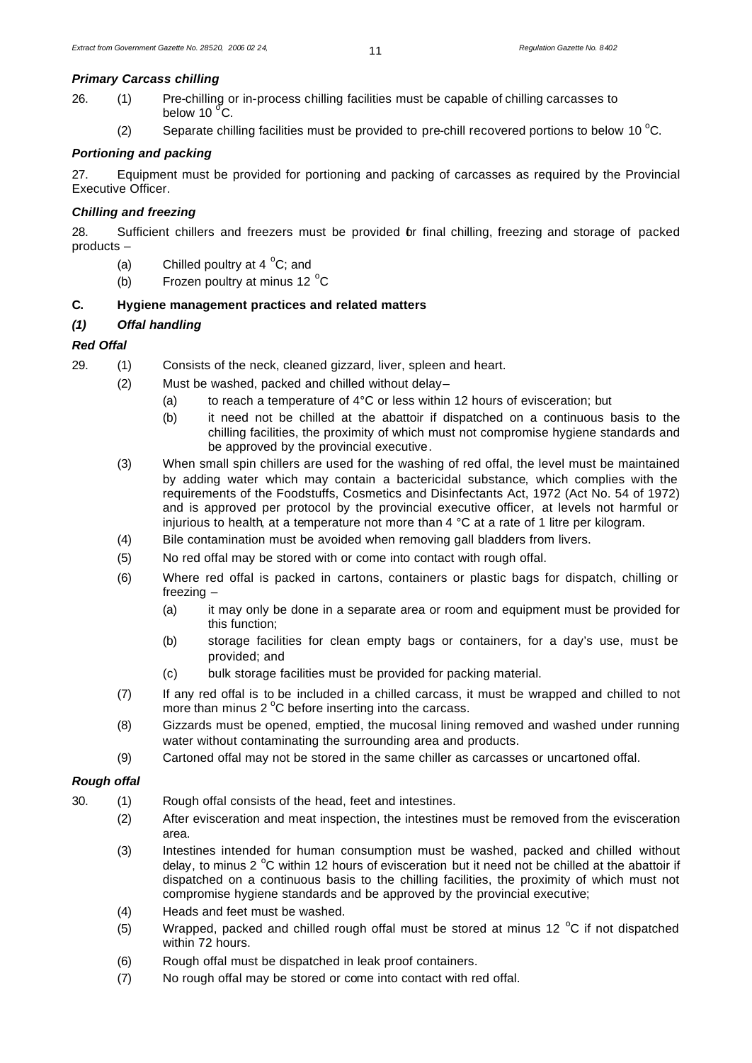### *Primary Carcass chilling*

26. (1) Pre-chilling or in-process chilling facilities must be capable of chilling carcasses to below 10 °C.

(2) Separate chilling facilities must be provided to pre-chill recovered portions to below 10 °C.

### *Portioning and packing*

27. Equipment must be provided for portioning and packing of carcasses as required by the Provincial Executive Officer.

### *Chilling and freezing*

28. Sufficient chillers and freezers must be provided for final chilling, freezing and storage of packed products –

(a) Chilled poultry at 4 °C; and

(b) Frozen poultry at minus 12 °C

## C. Hygiene management practices and related matters

### *(1) Offal handling*

### *Red Offal*

29. (1) Consists of the neck, cleaned gizzard, liver, spleen and heart.

(2) Must be washed, packed and chilled without delay –

(a) to reach a temperature of 4°C or less within 12 hours of evisceration; but

(b) it need not be chilled at the abattoir if dispatched on a continuous basis to the chilling facilities, the proximity of which must not compromise hygiene standards and be approved by the provincial executive.

(3) When small spin chillers are used for the washing of red offal, the level must be maintained by adding water which may contain a bactericidal substance, which complies with the requirements of the Foodstuffs, Cosmetics and Disinfectants Act, 1972 (Act No. 54 of 1972) and is approved per protocol by the provincial executive officer, at levels not harmful or injurious to health, at a temperature not more than 4 °C at a rate of 1 litre per kilogram.

(4) Bile contamination must be avoided when removing gall bladders from livers.

(5) No red offal may be stored with or come into contact with rough offal.

(6) Where red offal is packed in cartons, containers or plastic bags for dispatch, chilling or freezing –

(a) it may only be done in a separate area or room and equipment must be provided for this function;

(b) storage facilities for clean empty bags or containers, for a day's use, must be provided; and

(c) bulk storage facilities must be provided for packing material.

(7) If any red offal is to be included in a chilled carcass, it must be wrapped and chilled to not more than minus 2 °C before inserting into the carcass.

(8) Gizzards must be opened, emptied, the mucosal lining removed and washed under running water without contaminating the surrounding area and products.

(9) Cartoned offal may not be stored in the same chiller as carcasses or uncartoned offal.

### *Rough offal*

30. (1) Rough offal consists of the head, feet and intestines.

(2) After evisceration and meat inspection, the intestines must be removed from the evisceration area.

(3) Intestines intended for human consumption must be washed, packed and chilled without delay, to minus 2 °C within 12 hours of evisceration but it need not be chilled at the abattoir if dispatched on a continuous basis to the chilling facilities, the proximity of which must not compromise hygiene standards and be approved by the provincial executive;

(4) Heads and feet must be washed.

(5) Wrapped, packed and chilled rough offal must be stored at minus 12 °C if not dispatched within 72 hours.

(6) Rough offal must be dispatched in leak proof containers.

(7) No rough offal may be stored or come into contact with red offal.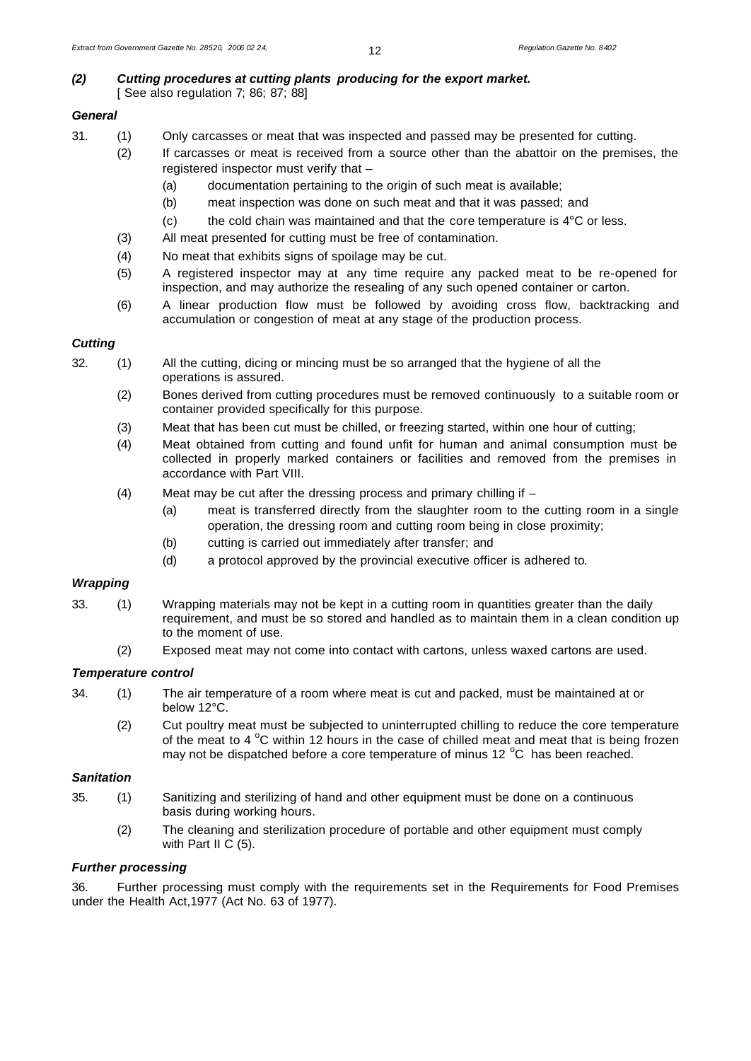### *(2) Cutting procedures at cutting plants producing for the export market.*

[ See also regulation 7; 86; 87; 88]

#### *General*

31. (1) Only carcasses or meat that was inspected and passed may be presented for cutting.

(2) If carcasses or meat is received from a source other than the abattoir on the premises, the registered inspector must verify that –

(a) documentation pertaining to the origin of such meat is available;

(b) meat inspection was done on such meat and that it was passed; and

(c) the cold chain was maintained and that the core temperature is 4°C or less.

(3) All meat presented for cutting must be free of contamination.

(4) No meat that exhibits signs of spoilage may be cut.

(5) A registered inspector may at any time require any packed meat to be re-opened for inspection, and may authorize the resealing of any such opened container or carton.

(6) A linear production flow must be followed by avoiding cross flow, backtracking and accumulation or congestion of meat at any stage of the production process.

#### *Cutting*

32. (1) All the cutting, dicing or mincing must be so arranged that the hygiene of all the operations is assured.

(2) Bones derived from cutting procedures must be removed continuously to a suitable room or container provided specifically for this purpose.

(3) Meat that has been cut must be chilled, or freezing started, within one hour of cutting;

(4) Meat obtained from cutting and found unfit for human and animal consumption must be collected in properly marked containers or facilities and removed from the premises in accordance with Part VIII.

(4) Meat may be cut after the dressing process and primary chilling if –

(a) meat is transferred directly from the slaughter room to the cutting room in a single operation, the dressing room and cutting room being in close proximity;

(b) cutting is carried out immediately after transfer; and

(d) a protocol approved by the provincial executive officer is adhered to.

#### *Wrapping*

33. (1) Wrapping materials may not be kept in a cutting room in quantities greater than the daily requirement, and must be so stored and handled as to maintain them in a clean condition up to the moment of use.

(2) Exposed meat may not come into contact with cartons, unless waxed cartons are used.

#### *Temperature control*

34. (1) The air temperature of a room where meat is cut and packed, must be maintained at or below 12°C.

(2) Cut poultry meat must be subjected to uninterrupted chilling to reduce the core temperature of the meat to 4 °C within 12 hours in the case of chilled meat and meat that is being frozen may not be dispatched before a core temperature of minus 12 °C has been reached.

#### *Sanitation*

35. (1) Sanitizing and sterilizing of hand and other equipment must be done on a continuous basis during working hours.

(2) The cleaning and sterilization procedure of portable and other equipment must comply with Part II C (5).

#### *Further processing*

36. Further processing must comply with the requirements set in the Requirements for Food Premises under the Health Act,1977 (Act No. 63 of 1977).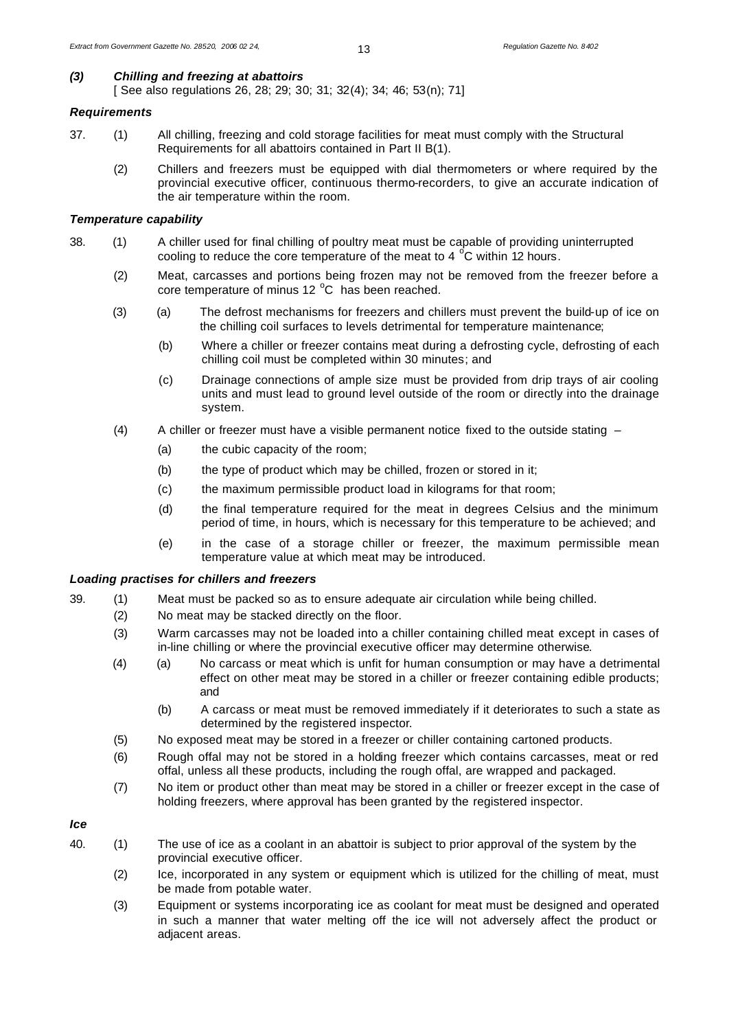### *(3) Chilling and freezing at abattoirs*

[ See also regulations 26, 28; 29; 30; 31; 32(4); 34; 46; 53(n); 71]

#### *Requirements*

37. (1) All chilling, freezing and cold storage facilities for meat must comply with the Structural Requirements for all abattoirs contained in Part II B(1).

(2) Chillers and freezers must be equipped with dial thermometers or where required by the provincial executive officer, continuous thermo-recorders, to give an accurate indication of the air temperature within the room.

#### *Temperature capability*

38. (1) A chiller used for final chilling of poultry meat must be capable of providing uninterrupted cooling to reduce the core temperature of the meat to 4 $^{o}$C within 12 hours.

(2) Meat, carcasses and portions being frozen may not be removed from the freezer before a core temperature of minus 12 $^{o}$C has been reached.

(3) (a) The defrost mechanisms for freezers and chillers must prevent the build-up of ice on the chilling coil surfaces to levels detrimental for temperature maintenance;

(b) Where a chiller or freezer contains meat during a defrosting cycle, defrosting of each chilling coil must be completed within 30 minutes; and

(c) Drainage connections of ample size must be provided from drip trays of air cooling units and must lead to ground level outside of the room or directly into the drainage system.

(4) A chiller or freezer must have a visible permanent notice fixed to the outside stating –

(a) the cubic capacity of the room;

(b) the type of product which may be chilled, frozen or stored in it;

(c) the maximum permissible product load in kilograms for that room;

(d) the final temperature required for the meat in degrees Celsius and the minimum period of time, in hours, which is necessary for this temperature to be achieved; and

(e) in the case of a storage chiller or freezer, the maximum permissible mean temperature value at which meat may be introduced.

#### *Loading practises for chillers and freezers*

39. (1) Meat must be packed so as to ensure adequate air circulation while being chilled.

(2) No meat may be stacked directly on the floor.

(3) Warm carcasses may not be loaded into a chiller containing chilled meat except in cases of in-line chilling or where the provincial executive officer may determine otherwise.

(4) (a) No carcass or meat which is unfit for human consumption or may have a detrimental effect on other meat may be stored in a chiller or freezer containing edible products; and

(b) A carcass or meat must be removed immediately if it deteriorates to such a state as determined by the registered inspector.

(5) No exposed meat may be stored in a freezer or chiller containing cartoned products.

(6) Rough offal may not be stored in a holding freezer which contains carcasses, meat or red offal, unless all these products, including the rough offal, are wrapped and packaged.

(7) No item or product other than meat may be stored in a chiller or freezer except in the case of holding freezers, where approval has been granted by the registered inspector.

#### *Ice*

40. (1) The use of ice as a coolant in an abattoir is subject to prior approval of the system by the provincial executive officer.

(2) Ice, incorporated in any system or equipment which is utilized for the chilling of meat, must be made from potable water.

(3) Equipment or systems incorporating ice as coolant for meat must be designed and operated in such a manner that water melting off the ice will not adversely affect the product or adjacent areas.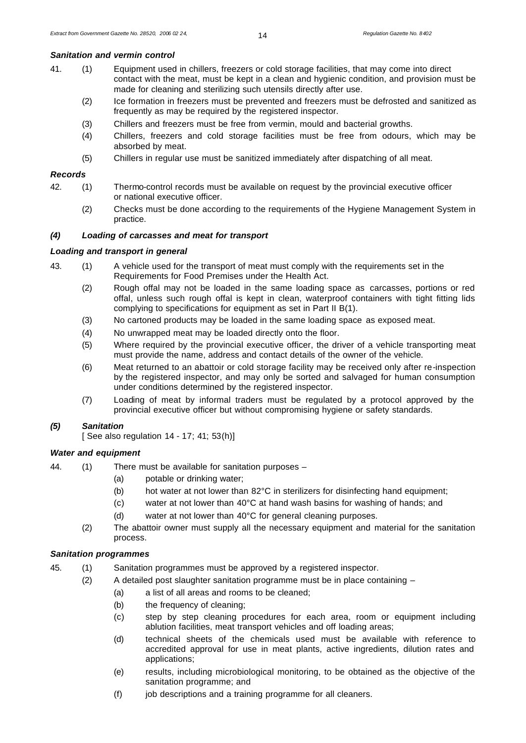***Sanitation and vermin control***

41. (1) Equipment used in chillers, freezers or cold storage facilities, that may come into direct contact with the meat, must be kept in a clean and hygienic condition, and provision must be made for cleaning and sterilizing such utensils directly after use.

(2) Ice formation in freezers must be prevented and freezers must be defrosted and sanitized as frequently as may be required by the registered inspector.

(3) Chillers and freezers must be free from vermin, mould and bacterial growths.

(4) Chillers, freezers and cold storage facilities must be free from odours, which may be absorbed by meat.

(5) Chillers in regular use must be sanitized immediately after dispatching of all meat.

***Records***

42. (1) Thermo-control records must be available on request by the provincial executive officer or national executive officer.

(2) Checks must be done according to the requirements of the Hygiene Management System in practice.

***(4) Loading of carcasses and meat for transport***

***Loading and transport in general***

43. (1) A vehicle used for the transport of meat must comply with the requirements set in the Requirements for Food Premises under the Health Act.

(2) Rough offal may not be loaded in the same loading space as carcasses, portions or red offal, unless such rough offal is kept in clean, waterproof containers with tight fitting lids complying to specifications for equipment as set in Part II B(1).

(3) No cartoned products may be loaded in the same loading space as exposed meat.

(4) No unwrapped meat may be loaded directly onto the floor.

(5) Where required by the provincial executive officer, the driver of a vehicle transporting meat must provide the name, address and contact details of the owner of the vehicle.

(6) Meat returned to an abattoir or cold storage facility may be received only after re-inspection by the registered inspector, and may only be sorted and salvaged for human consumption under conditions determined by the registered inspector.

(7) Loading of meat by informal traders must be regulated by a protocol approved by the provincial executive officer but without compromising hygiene or safety standards.

***(5) Sanitation***

[ See also regulation 14 - 17; 41; 53(h)]

***Water and equipment***

44. (1) There must be available for sanitation purposes –

(a) potable or drinking water;

(b) hot water at not lower than 82°C in sterilizers for disinfecting hand equipment;

(c) water at not lower than 40°C at hand wash basins for washing of hands; and

(d) water at not lower than 40°C for general cleaning purposes.

(2) The abattoir owner must supply all the necessary equipment and material for the sanitation process.

***Sanitation programmes***

45. (1) Sanitation programmes must be approved by a registered inspector.

(2) A detailed post slaughter sanitation programme must be in place containing –

(a) a list of all areas and rooms to be cleaned;

(b) the frequency of cleaning;

(c) step by step cleaning procedures for each area, room or equipment including ablution facilities, meat transport vehicles and off loading areas;

(d) technical sheets of the chemicals used must be available with reference to accredited approval for use in meat plants, active ingredients, dilution rates and applications;

(e) results, including microbiological monitoring, to be obtained as the objective of the sanitation programme; and

(f) job descriptions and a training programme for all cleaners.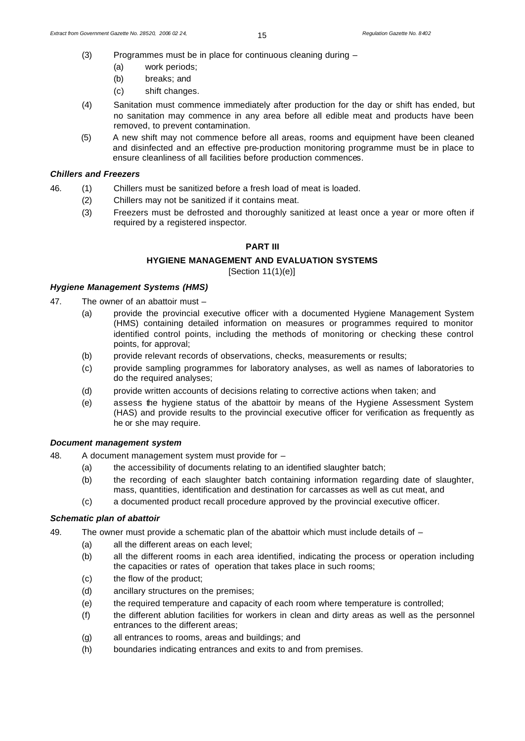(3) Programmes must be in place for continuous cleaning during –

   (a) work periods;

   (b) breaks; and

   (c) shift changes.

(4) Sanitation must commence immediately after production for the day or shift has ended, but no sanitation may commence in any area before all edible meat and products have been removed, to prevent contamination.

(5) A new shift may not commence before all areas, rooms and equipment have been cleaned and disinfected and an effective pre-production monitoring programme must be in place to ensure cleanliness of all facilities before production commences.

***Chillers and Freezers***

46. (1) Chillers must be sanitized before a fresh load of meat is loaded.

   (2) Chillers may not be sanitized if it contains meat.

   (3) Freezers must be defrosted and thoroughly sanitized at least once a year or more often if required by a registered inspector.

## PART III

### HYGIENE MANAGEMENT AND EVALUATION SYSTEMS

[Section 11(1)(e)]

***Hygiene Management Systems (HMS)***

47. The owner of an abattoir must –

   (a) provide the provincial executive officer with a documented Hygiene Management System (HMS) containing detailed information on measures or programmes required to monitor identified control points, including the methods of monitoring or checking these control points, for approval;

   (b) provide relevant records of observations, checks, measurements or results;

   (c) provide sampling programmes for laboratory analyses, as well as names of laboratories to do the required analyses;

   (d) provide written accounts of decisions relating to corrective actions when taken; and

   (e) assess the hygiene status of the abattoir by means of the Hygiene Assessment System (HAS) and provide results to the provincial executive officer for verification as frequently as he or she may require.

***Document management system***

48. A document management system must provide for –

   (a) the accessibility of documents relating to an identified slaughter batch;

   (b) the recording of each slaughter batch containing information regarding date of slaughter, mass, quantities, identification and destination for carcasses as well as cut meat, and

   (c) a documented product recall procedure approved by the provincial executive officer.

***Schematic plan of abattoir***

49. The owner must provide a schematic plan of the abattoir which must include details of –

   (a) all the different areas on each level;

   (b) all the different rooms in each area identified, indicating the process or operation including the capacities or rates of operation that takes place in such rooms;

   (c) the flow of the product;

   (d) ancillary structures on the premises;

   (e) the required temperature and capacity of each room where temperature is controlled;

   (f) the different ablution facilities for workers in clean and dirty areas as well as the personnel entrances to the different areas;

   (g) all entrances to rooms, areas and buildings; and

   (h) boundaries indicating entrances and exits to and from premises.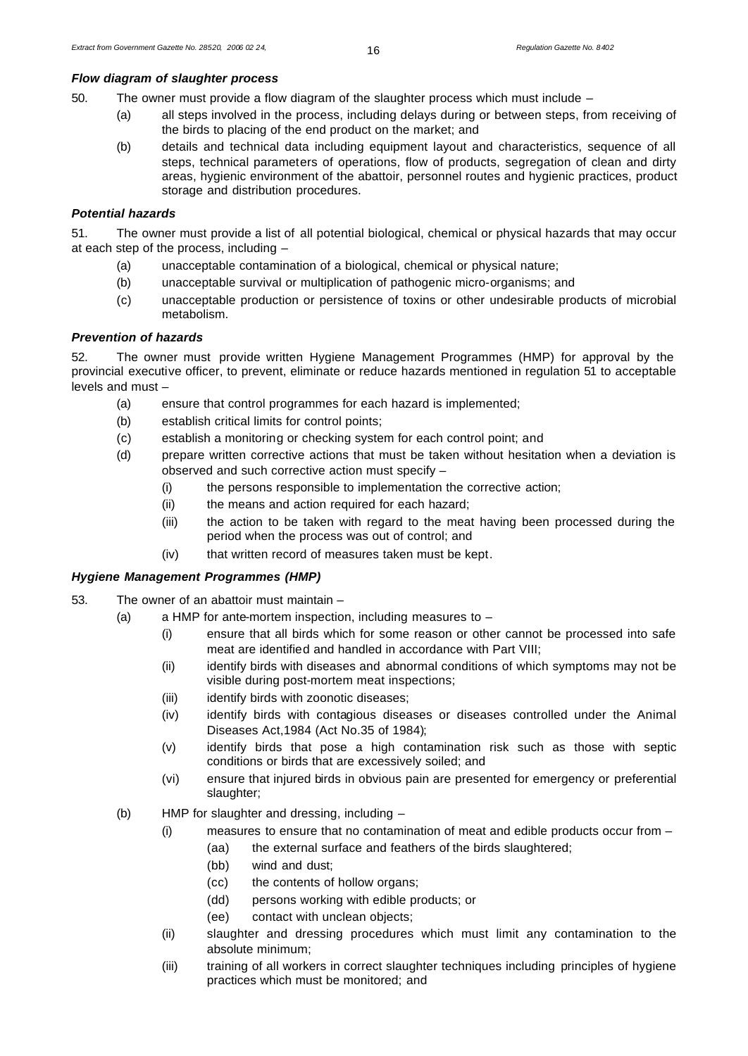***Flow diagram of slaughter process***

50. The owner must provide a flow diagram of the slaughter process which must include –

(a) all steps involved in the process, including delays during or between steps, from receiving of the birds to placing of the end product on the market; and

(b) details and technical data including equipment layout and characteristics, sequence of all steps, technical parameters of operations, flow of products, segregation of clean and dirty areas, hygienic environment of the abattoir, personnel routes and hygienic practices, product storage and distribution procedures.

***Potential hazards***

51. The owner must provide a list of all potential biological, chemical or physical hazards that may occur at each step of the process, including –

(a) unacceptable contamination of a biological, chemical or physical nature;

(b) unacceptable survival or multiplication of pathogenic micro-organisms; and

(c) unacceptable production or persistence of toxins or other undesirable products of microbial metabolism.

***Prevention of hazards***

52. The owner must provide written Hygiene Management Programmes (HMP) for approval by the provincial executive officer, to prevent, eliminate or reduce hazards mentioned in regulation 51 to acceptable levels and must –

(a) ensure that control programmes for each hazard is implemented;

(b) establish critical limits for control points;

(c) establish a monitoring or checking system for each control point; and

(d) prepare written corrective actions that must be taken without hesitation when a deviation is observed and such corrective action must specify –

(i) the persons responsible to implementation the corrective action;

(ii) the means and action required for each hazard;

(iii) the action to be taken with regard to the meat having been processed during the period when the process was out of control; and

(iv) that written record of measures taken must be kept.

***Hygiene Management Programmes (HMP)***

53. The owner of an abattoir must maintain –

(a) a HMP for ante-mortem inspection, including measures to –

(i) ensure that all birds which for some reason or other cannot be processed into safe meat are identified and handled in accordance with Part VIII;

(ii) identify birds with diseases and abnormal conditions of which symptoms may not be visible during post-mortem meat inspections;

(iii) identify birds with zoonotic diseases;

(iv) identify birds with contagious diseases or diseases controlled under the Animal Diseases Act,1984 (Act No.35 of 1984);

(v) identify birds that pose a high contamination risk such as those with septic conditions or birds that are excessively soiled; and

(vi) ensure that injured birds in obvious pain are presented for emergency or preferential slaughter;

(b) HMP for slaughter and dressing, including –

(i) measures to ensure that no contamination of meat and edible products occur from –

(aa) the external surface and feathers of the birds slaughtered;

(bb) wind and dust;

(cc) the contents of hollow organs;

(dd) persons working with edible products; or

(ee) contact with unclean objects;

(ii) slaughter and dressing procedures which must limit any contamination to the absolute minimum;

(iii) training of all workers in correct slaughter techniques including principles of hygiene practices which must be monitored; and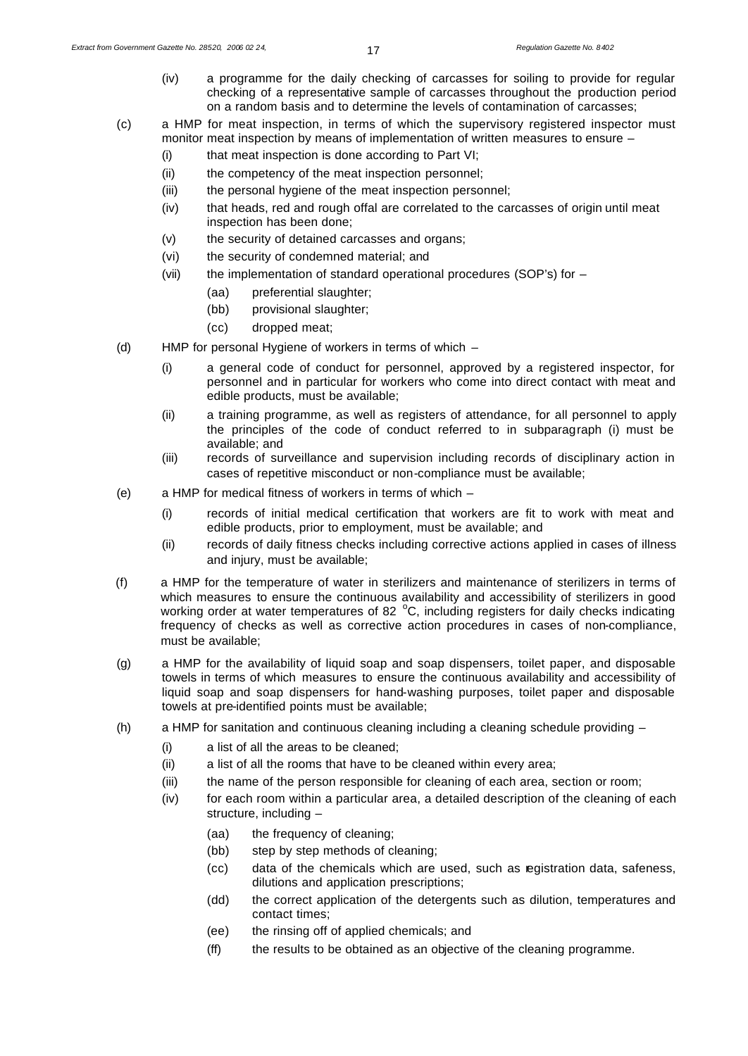(iv) a programme for the daily checking of carcasses for soiling to provide for regular checking of a representative sample of carcasses throughout the production period on a random basis and to determine the levels of contamination of carcasses;

(c) a HMP for meat inspection, in terms of which the supervisory registered inspector must monitor meat inspection by means of implementation of written measures to ensure –

- (i) that meat inspection is done according to Part VI;
- (ii) the competency of the meat inspection personnel;
- (iii) the personal hygiene of the meat inspection personnel;
- (iv) that heads, red and rough offal are correlated to the carcasses of origin until meat inspection has been done;
- (v) the security of detained carcasses and organs;
- (vi) the security of condemned material; and
- (vii) the implementation of standard operational procedures (SOP's) for –
  - (aa) preferential slaughter;
  - (bb) provisional slaughter;
  - (cc) dropped meat;

(d) HMP for personal Hygiene of workers in terms of which –

- (i) a general code of conduct for personnel, approved by a registered inspector, for personnel and in particular for workers who come into direct contact with meat and edible products, must be available;
- (ii) a training programme, as well as registers of attendance, for all personnel to apply the principles of the code of conduct referred to in subparagraph (i) must be available; and
- (iii) records of surveillance and supervision including records of disciplinary action in cases of repetitive misconduct or non-compliance must be available;

(e) a HMP for medical fitness of workers in terms of which –

- (i) records of initial medical certification that workers are fit to work with meat and edible products, prior to employment, must be available; and
- (ii) records of daily fitness checks including corrective actions applied in cases of illness and injury, must be available;

(f) a HMP for the temperature of water in sterilizers and maintenance of sterilizers in terms of which measures to ensure the continuous availability and accessibility of sterilizers in good working order at water temperatures of 82 °C, including registers for daily checks indicating frequency of checks as well as corrective action procedures in cases of non-compliance, must be available;

(g) a HMP for the availability of liquid soap and soap dispensers, toilet paper, and disposable towels in terms of which measures to ensure the continuous availability and accessibility of liquid soap and soap dispensers for hand-washing purposes, toilet paper and disposable towels at pre-identified points must be available;

(h) a HMP for sanitation and continuous cleaning including a cleaning schedule providing –

- (i) a list of all the areas to be cleaned;
- (ii) a list of all the rooms that have to be cleaned within every area;
- (iii) the name of the person responsible for cleaning of each area, section or room;
- (iv) for each room within a particular area, a detailed description of the cleaning of each structure, including –
  - (aa) the frequency of cleaning;
  - (bb) step by step methods of cleaning;
  - (cc) data of the chemicals which are used, such as registration data, safeness, dilutions and application prescriptions;
  - (dd) the correct application of the detergents such as dilution, temperatures and contact times;
  - (ee) the rinsing off of applied chemicals; and
  - (ff) the results to be obtained as an objective of the cleaning programme.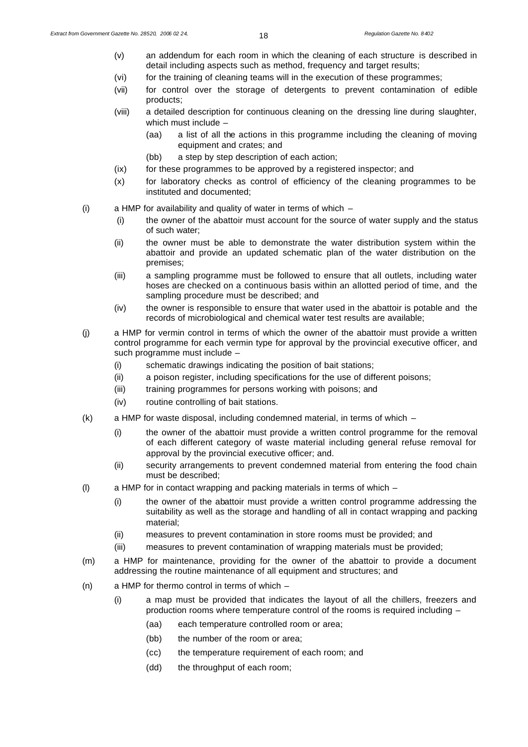(v) an addendum for each room in which the cleaning of each structure is described in detail including aspects such as method, frequency and target results;

(vi) for the training of cleaning teams will in the execution of these programmes;

(vii) for control over the storage of detergents to prevent contamination of edible products;

(viii) a detailed description for continuous cleaning on the dressing line during slaughter, which must include –

(aa) a list of all the actions in this programme including the cleaning of moving equipment and crates; and

(bb) a step by step description of each action;

(ix) for these programmes to be approved by a registered inspector; and

(x) for laboratory checks as control of efficiency of the cleaning programmes to be instituted and documented;

(i) a HMP for availability and quality of water in terms of which –

(i) the owner of the abattoir must account for the source of water supply and the status of such water;

(ii) the owner must be able to demonstrate the water distribution system within the abattoir and provide an updated schematic plan of the water distribution on the premises;

(iii) a sampling programme must be followed to ensure that all outlets, including water hoses are checked on a continuous basis within an allotted period of time, and the sampling procedure must be described; and

(iv) the owner is responsible to ensure that water used in the abattoir is potable and the records of microbiological and chemical water test results are available;

(j) a HMP for vermin control in terms of which the owner of the abattoir must provide a written control programme for each vermin type for approval by the provincial executive officer, and such programme must include –

(i) schematic drawings indicating the position of bait stations;

(ii) a poison register, including specifications for the use of different poisons;

(iii) training programmes for persons working with poisons; and

(iv) routine controlling of bait stations.

(k) a HMP for waste disposal, including condemned material, in terms of which –

(i) the owner of the abattoir must provide a written control programme for the removal of each different category of waste material including general refuse removal for approval by the provincial executive officer; and.

(ii) security arrangements to prevent condemned material from entering the food chain must be described;

(l) a HMP for in contact wrapping and packing materials in terms of which –

(i) the owner of the abattoir must provide a written control programme addressing the suitability as well as the storage and handling of all in contact wrapping and packing material;

(ii) measures to prevent contamination in store rooms must be provided; and

(iii) measures to prevent contamination of wrapping materials must be provided;

(m) a HMP for maintenance, providing for the owner of the abattoir to provide a document addressing the routine maintenance of all equipment and structures; and

(n) a HMP for thermo control in terms of which –

(i) a map must be provided that indicates the layout of all the chillers, freezers and production rooms where temperature control of the rooms is required including –

(aa) each temperature controlled room or area;

(bb) the number of the room or area;

(cc) the temperature requirement of each room; and

(dd) the throughput of each room;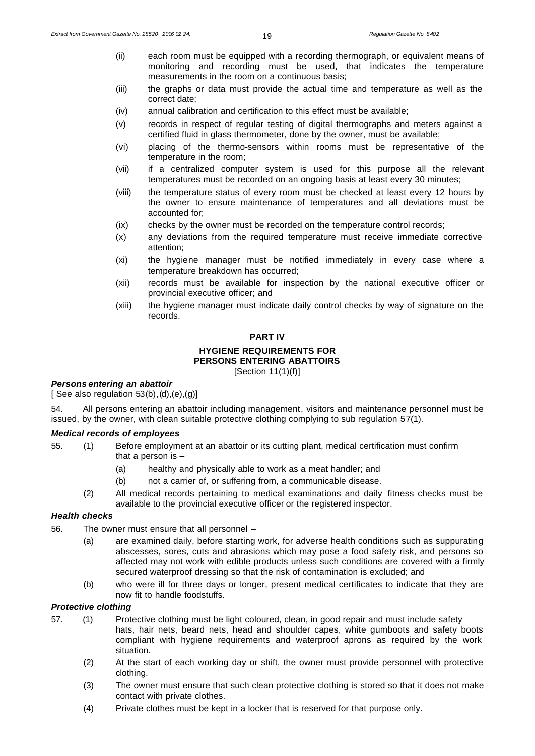(ii) each room must be equipped with a recording thermograph, or equivalent means of monitoring and recording must be used, that indicates the temperature measurements in the room on a continuous basis;

(iii) the graphs or data must provide the actual time and temperature as well as the correct date;

(iv) annual calibration and certification to this effect must be available;

(v) records in respect of regular testing of digital thermographs and meters against a certified fluid in glass thermometer, done by the owner, must be available;

(vi) placing of the thermo-sensors within rooms must be representative of the temperature in the room;

(vii) if a centralized computer system is used for this purpose all the relevant temperatures must be recorded on an ongoing basis at least every 30 minutes;

(viii) the temperature status of every room must be checked at least every 12 hours by the owner to ensure maintenance of temperatures and all deviations must be accounted for;

(ix) checks by the owner must be recorded on the temperature control records;

(x) any deviations from the required temperature must receive immediate corrective attention;

(xi) the hygiene manager must be notified immediately in every case where a temperature breakdown has occurred;

(xii) records must be available for inspection by the national executive officer or provincial executive officer; and

(xiii) the hygiene manager must indicate daily control checks by way of signature on the records.

## PART IV

## HYGIENE REQUIREMENTS FOR PERSONS ENTERING ABATTOIRS

[Section 11(1)(f)]

### *Persons entering an abattoir*

[ See also regulation 53(b),(d),(e),(g)]

54. All persons entering an abattoir including management, visitors and maintenance personnel must be issued, by the owner, with clean suitable protective clothing complying to sub regulation 57(1).

### *Medical records of employees*

55. (1) Before employment at an abattoir or its cutting plant, medical certification must confirm that a person is –

(a) healthy and physically able to work as a meat handler; and

(b) not a carrier of, or suffering from, a communicable disease.

(2) All medical records pertaining to medical examinations and daily fitness checks must be available to the provincial executive officer or the registered inspector.

### *Health checks*

56. The owner must ensure that all personnel –

(a) are examined daily, before starting work, for adverse health conditions such as suppurating abscesses, sores, cuts and abrasions which may pose a food safety risk, and persons so affected may not work with edible products unless such conditions are covered with a firmly secured waterproof dressing so that the risk of contamination is excluded; and

(b) who were ill for three days or longer, present medical certificates to indicate that they are now fit to handle foodstuffs.

### *Protective clothing*

57. (1) Protective clothing must be light coloured, clean, in good repair and must include safety hats, hair nets, beard nets, head and shoulder capes, white gumboots and safety boots compliant with hygiene requirements and waterproof aprons as required by the work situation.

(2) At the start of each working day or shift, the owner must provide personnel with protective clothing.

(3) The owner must ensure that such clean protective clothing is stored so that it does not make contact with private clothes.

(4) Private clothes must be kept in a locker that is reserved for that purpose only.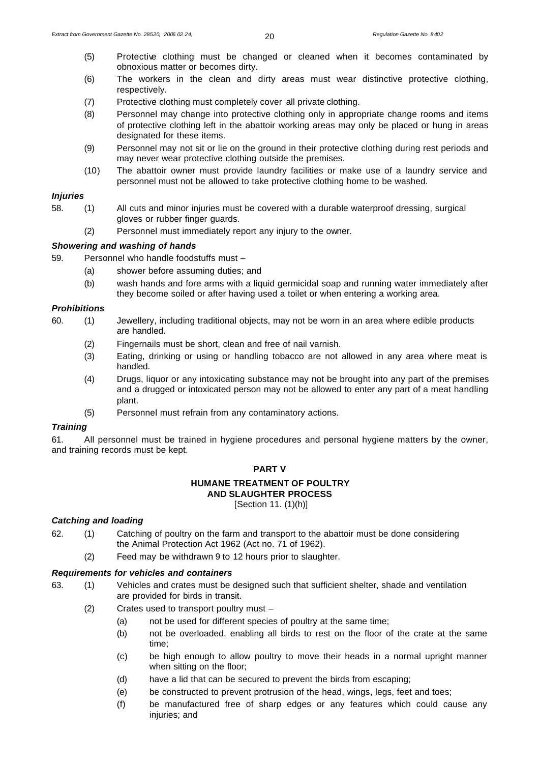(5) Protective clothing must be changed or cleaned when it becomes contaminated by obnoxious matter or becomes dirty.

(6) The workers in the clean and dirty areas must wear distinctive protective clothing, respectively.

(7) Protective clothing must completely cover all private clothing.

(8) Personnel may change into protective clothing only in appropriate change rooms and items of protective clothing left in the abattoir working areas may only be placed or hung in areas designated for these items.

(9) Personnel may not sit or lie on the ground in their protective clothing during rest periods and may never wear protective clothing outside the premises.

(10) The abattoir owner must provide laundry facilities or make use of a laundry service and personnel must not be allowed to take protective clothing home to be washed.

***Injuries***

58. (1) All cuts and minor injuries must be covered with a durable waterproof dressing, surgical gloves or rubber finger guards.

(2) Personnel must immediately report any injury to the owner.

***Showering and washing of hands***

59. Personnel who handle foodstuffs must –

(a) shower before assuming duties; and

(b) wash hands and fore arms with a liquid germicidal soap and running water immediately after they become soiled or after having used a toilet or when entering a working area.

***Prohibitions***

60. (1) Jewellery, including traditional objects, may not be worn in an area where edible products are handled.

(2) Fingernails must be short, clean and free of nail varnish.

(3) Eating, drinking or using or handling tobacco are not allowed in any area where meat is handled.

(4) Drugs, liquor or any intoxicating substance may not be brought into any part of the premises and a drugged or intoxicated person may not be allowed to enter any part of a meat handling plant.

(5) Personnel must refrain from any contaminatory actions.

***Training***

61. All personnel must be trained in hygiene procedures and personal hygiene matters by the owner, and training records must be kept.

## PART V

## HUMANE TREATMENT OF POULTRY AND SLAUGHTER PROCESS

[Section 11. (1)(h)]

***Catching and loading***

62. (1) Catching of poultry on the farm and transport to the abattoir must be done considering the Animal Protection Act 1962 (Act no. 71 of 1962).

(2) Feed may be withdrawn 9 to 12 hours prior to slaughter.

***Requirements for vehicles and containers***

63. (1) Vehicles and crates must be designed such that sufficient shelter, shade and ventilation are provided for birds in transit.

(2) Crates used to transport poultry must –

(a) not be used for different species of poultry at the same time;

(b) not be overloaded, enabling all birds to rest on the floor of the crate at the same time;

(c) be high enough to allow poultry to move their heads in a normal upright manner when sitting on the floor;

(d) have a lid that can be secured to prevent the birds from escaping;

(e) be constructed to prevent protrusion of the head, wings, legs, feet and toes;

(f) be manufactured free of sharp edges or any features which could cause any injuries; and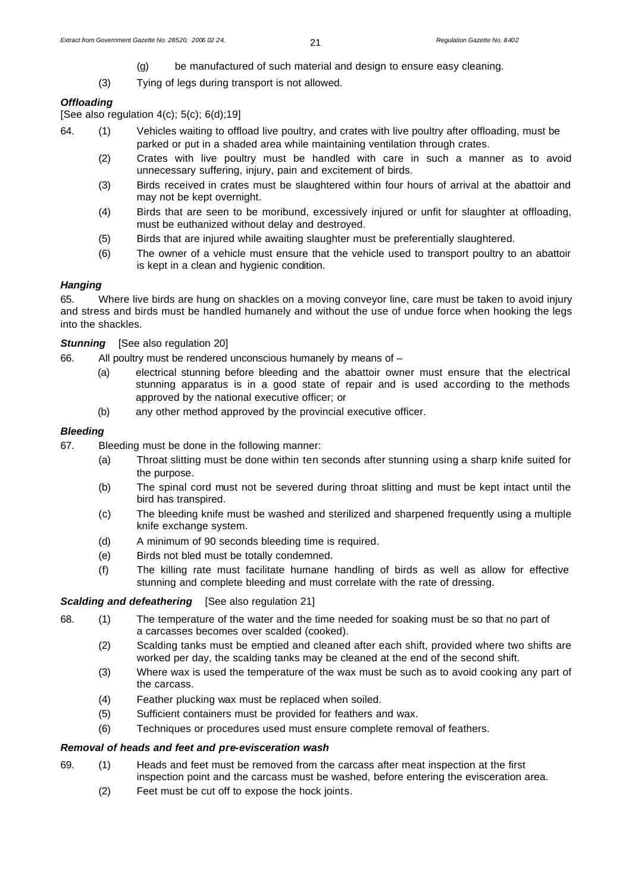(g) be manufactured of such material and design to ensure easy cleaning.

(3) Tying of legs during transport is not allowed.

***Offloading***

[See also regulation 4(c); 5(c); 6(d);19]

64. (1) Vehicles waiting to offload live poultry, and crates with live poultry after offloading, must be parked or put in a shaded area while maintaining ventilation through crates.

(2) Crates with live poultry must be handled with care in such a manner as to avoid unnecessary suffering, injury, pain and excitement of birds.

(3) Birds received in crates must be slaughtered within four hours of arrival at the abattoir and may not be kept overnight.

(4) Birds that are seen to be moribund, excessively injured or unfit for slaughter at offloading, must be euthanized without delay and destroyed.

(5) Birds that are injured while awaiting slaughter must be preferentially slaughtered.

(6) The owner of a vehicle must ensure that the vehicle used to transport poultry to an abattoir is kept in a clean and hygienic condition.

***Hanging***

65. Where live birds are hung on shackles on a moving conveyor line, care must be taken to avoid injury and stress and birds must be handled humanely and without the use of undue force when hooking the legs into the shackles.

***Stunning*** [See also regulation 20]

66. All poultry must be rendered unconscious humanely by means of –

(a) electrical stunning before bleeding and the abattoir owner must ensure that the electrical stunning apparatus is in a good state of repair and is used according to the methods approved by the national executive officer; or

(b) any other method approved by the provincial executive officer.

***Bleeding***

67. Bleeding must be done in the following manner:

(a) Throat slitting must be done within ten seconds after stunning using a sharp knife suited for the purpose.

(b) The spinal cord must not be severed during throat slitting and must be kept intact until the bird has transpired.

(c) The bleeding knife must be washed and sterilized and sharpened frequently using a multiple knife exchange system.

(d) A minimum of 90 seconds bleeding time is required.

(e) Birds not bled must be totally condemned.

(f) The killing rate must facilitate humane handling of birds as well as allow for effective stunning and complete bleeding and must correlate with the rate of dressing.

***Scalding and defeathering*** [See also regulation 21]

68. (1) The temperature of the water and the time needed for soaking must be so that no part of a carcasses becomes over scalded (cooked).

(2) Scalding tanks must be emptied and cleaned after each shift, provided where two shifts are worked per day, the scalding tanks may be cleaned at the end of the second shift.

(3) Where wax is used the temperature of the wax must be such as to avoid cooking any part of the carcass.

(4) Feather plucking wax must be replaced when soiled.

(5) Sufficient containers must be provided for feathers and wax.

(6) Techniques or procedures used must ensure complete removal of feathers.

***Removal of heads and feet and pre-evisceration wash***

69. (1) Heads and feet must be removed from the carcass after meat inspection at the first inspection point and the carcass must be washed, before entering the evisceration area.

(2) Feet must be cut off to expose the hock joints.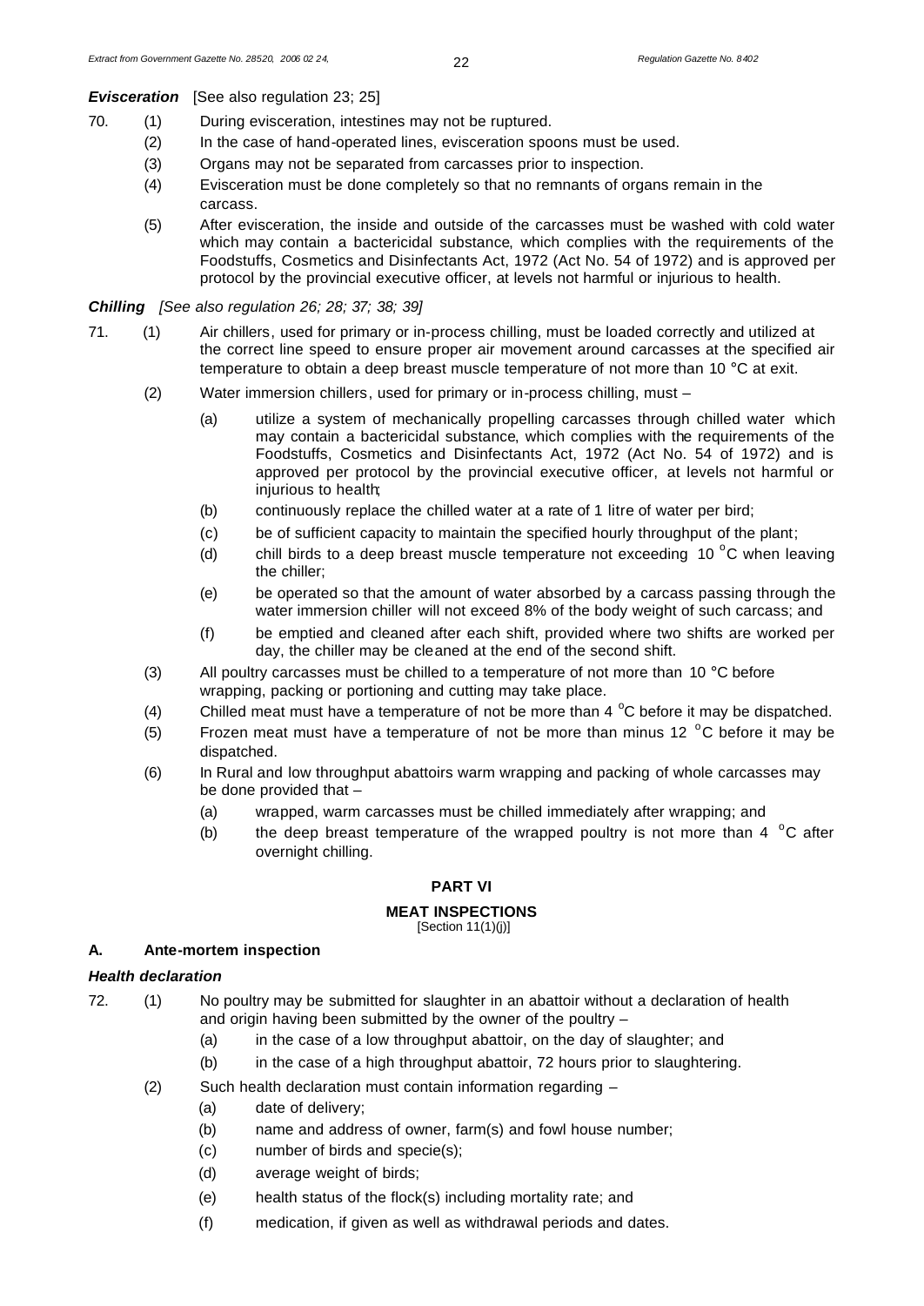***Evisceration*** [See also regulation 23; 25]

70. (1) During evisceration, intestines may not be ruptured.

(2) In the case of hand-operated lines, evisceration spoons must be used.

(3) Organs may not be separated from carcasses prior to inspection.

(4) Evisceration must be done completely so that no remnants of organs remain in the carcass.

(5) After evisceration, the inside and outside of the carcasses must be washed with cold water which may contain a bactericidal substance, which complies with the requirements of the Foodstuffs, Cosmetics and Disinfectants Act, 1972 (Act No. 54 of 1972) and is approved per protocol by the provincial executive officer, at levels not harmful or injurious to health.

***Chilling*** *[See also regulation 26; 28; 37; 38; 39]*

71. (1) Air chillers, used for primary or in-process chilling, must be loaded correctly and utilized at the correct line speed to ensure proper air movement around carcasses at the specified air temperature to obtain a deep breast muscle temperature of not more than 10 °C at exit.

(2) Water immersion chillers, used for primary or in-process chilling, must –

(a) utilize a system of mechanically propelling carcasses through chilled water which may contain a bactericidal substance, which complies with the requirements of the Foodstuffs, Cosmetics and Disinfectants Act, 1972 (Act No. 54 of 1972) and is approved per protocol by the provincial executive officer, at levels not harmful or injurious to health;

(b) continuously replace the chilled water at a rate of 1 litre of water per bird;

(c) be of sufficient capacity to maintain the specified hourly throughput of the plant;

(d) chill birds to a deep breast muscle temperature not exceeding 10 °C when leaving the chiller;

(e) be operated so that the amount of water absorbed by a carcass passing through the water immersion chiller will not exceed 8% of the body weight of such carcass; and

(f) be emptied and cleaned after each shift, provided where two shifts are worked per day, the chiller may be cleaned at the end of the second shift.

(3) All poultry carcasses must be chilled to a temperature of not more than 10 °C before wrapping, packing or portioning and cutting may take place.

(4) Chilled meat must have a temperature of not be more than 4 °C before it may be dispatched.

(5) Frozen meat must have a temperature of not be more than minus 12 °C before it may be dispatched.

(6) In Rural and low throughput abattoirs warm wrapping and packing of whole carcasses may be done provided that –

(a) wrapped, warm carcasses must be chilled immediately after wrapping; and

(b) the deep breast temperature of the wrapped poultry is not more than 4 °C after overnight chilling.

## PART VI

## MEAT INSPECTIONS

[Section 11(1)(j)]

### A. Ante-mortem inspection

***Health declaration***

72. (1) No poultry may be submitted for slaughter in an abattoir without a declaration of health and origin having been submitted by the owner of the poultry –

(a) in the case of a low throughput abattoir, on the day of slaughter; and

(b) in the case of a high throughput abattoir, 72 hours prior to slaughtering.

(2) Such health declaration must contain information regarding –

(a) date of delivery;

(b) name and address of owner, farm(s) and fowl house number;

(c) number of birds and specie(s);

(d) average weight of birds;

(e) health status of the flock(s) including mortality rate; and

(f) medication, if given as well as withdrawal periods and dates.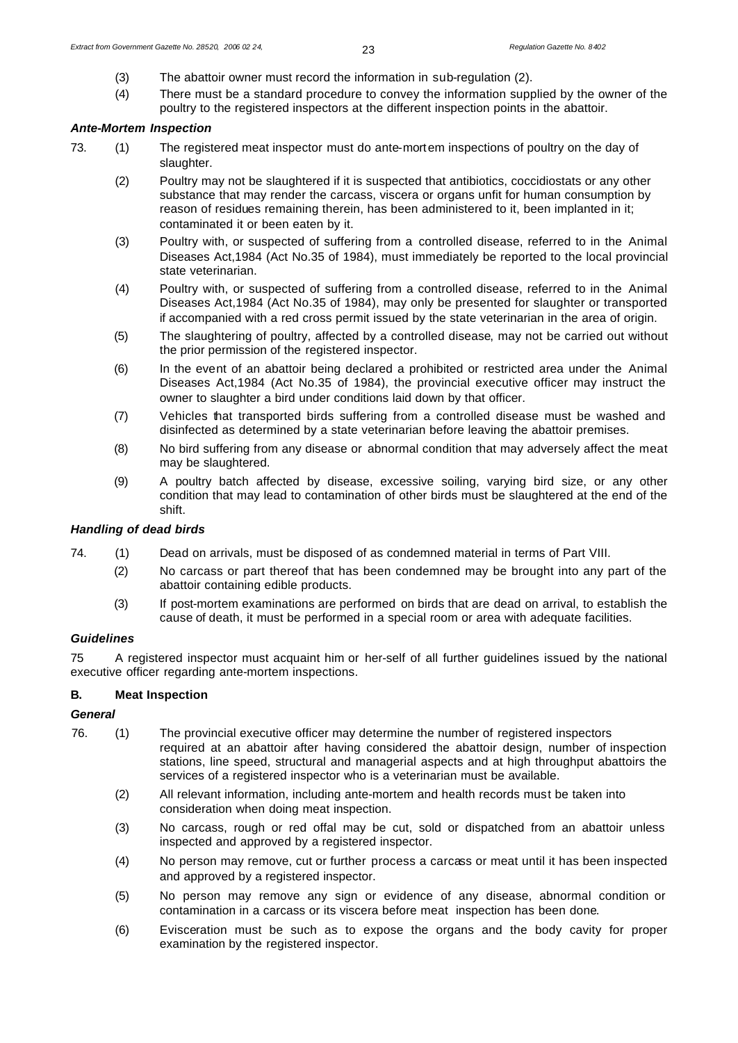(3) The abattoir owner must record the information in sub-regulation (2).

(4) There must be a standard procedure to convey the information supplied by the owner of the poultry to the registered inspectors at the different inspection points in the abattoir.

***Ante-Mortem Inspection***

73. (1) The registered meat inspector must do ante-mortem inspections of poultry on the day of slaughter.

(2) Poultry may not be slaughtered if it is suspected that antibiotics, coccidiostats or any other substance that may render the carcass, viscera or organs unfit for human consumption by reason of residues remaining therein, has been administered to it, been implanted in it; contaminated it or been eaten by it.

(3) Poultry with, or suspected of suffering from a controlled disease, referred to in the Animal Diseases Act,1984 (Act No.35 of 1984), must immediately be reported to the local provincial state veterinarian.

(4) Poultry with, or suspected of suffering from a controlled disease, referred to in the Animal Diseases Act,1984 (Act No.35 of 1984), may only be presented for slaughter or transported if accompanied with a red cross permit issued by the state veterinarian in the area of origin.

(5) The slaughtering of poultry, affected by a controlled disease, may not be carried out without the prior permission of the registered inspector.

(6) In the event of an abattoir being declared a prohibited or restricted area under the Animal Diseases Act,1984 (Act No.35 of 1984), the provincial executive officer may instruct the owner to slaughter a bird under conditions laid down by that officer.

(7) Vehicles that transported birds suffering from a controlled disease must be washed and disinfected as determined by a state veterinarian before leaving the abattoir premises.

(8) No bird suffering from any disease or abnormal condition that may adversely affect the meat may be slaughtered.

(9) A poultry batch affected by disease, excessive soiling, varying bird size, or any other condition that may lead to contamination of other birds must be slaughtered at the end of the shift.

***Handling of dead birds***

74. (1) Dead on arrivals, must be disposed of as condemned material in terms of Part VIII.

(2) No carcass or part thereof that has been condemned may be brought into any part of the abattoir containing edible products.

(3) If post-mortem examinations are performed on birds that are dead on arrival, to establish the cause of death, it must be performed in a special room or area with adequate facilities.

***Guidelines***

75 A registered inspector must acquaint him or her-self of all further guidelines issued by the national executive officer regarding ante-mortem inspections.

**B. Meat Inspection**

***General***

76. (1) The provincial executive officer may determine the number of registered inspectors required at an abattoir after having considered the abattoir design, number of inspection stations, line speed, structural and managerial aspects and at high throughput abattoirs the services of a registered inspector who is a veterinarian must be available.

(2) All relevant information, including ante-mortem and health records must be taken into consideration when doing meat inspection.

(3) No carcass, rough or red offal may be cut, sold or dispatched from an abattoir unless inspected and approved by a registered inspector.

(4) No person may remove, cut or further process a carcass or meat until it has been inspected and approved by a registered inspector.

(5) No person may remove any sign or evidence of any disease, abnormal condition or contamination in a carcass or its viscera before meat inspection has been done.

(6) Evisceration must be such as to expose the organs and the body cavity for proper examination by the registered inspector.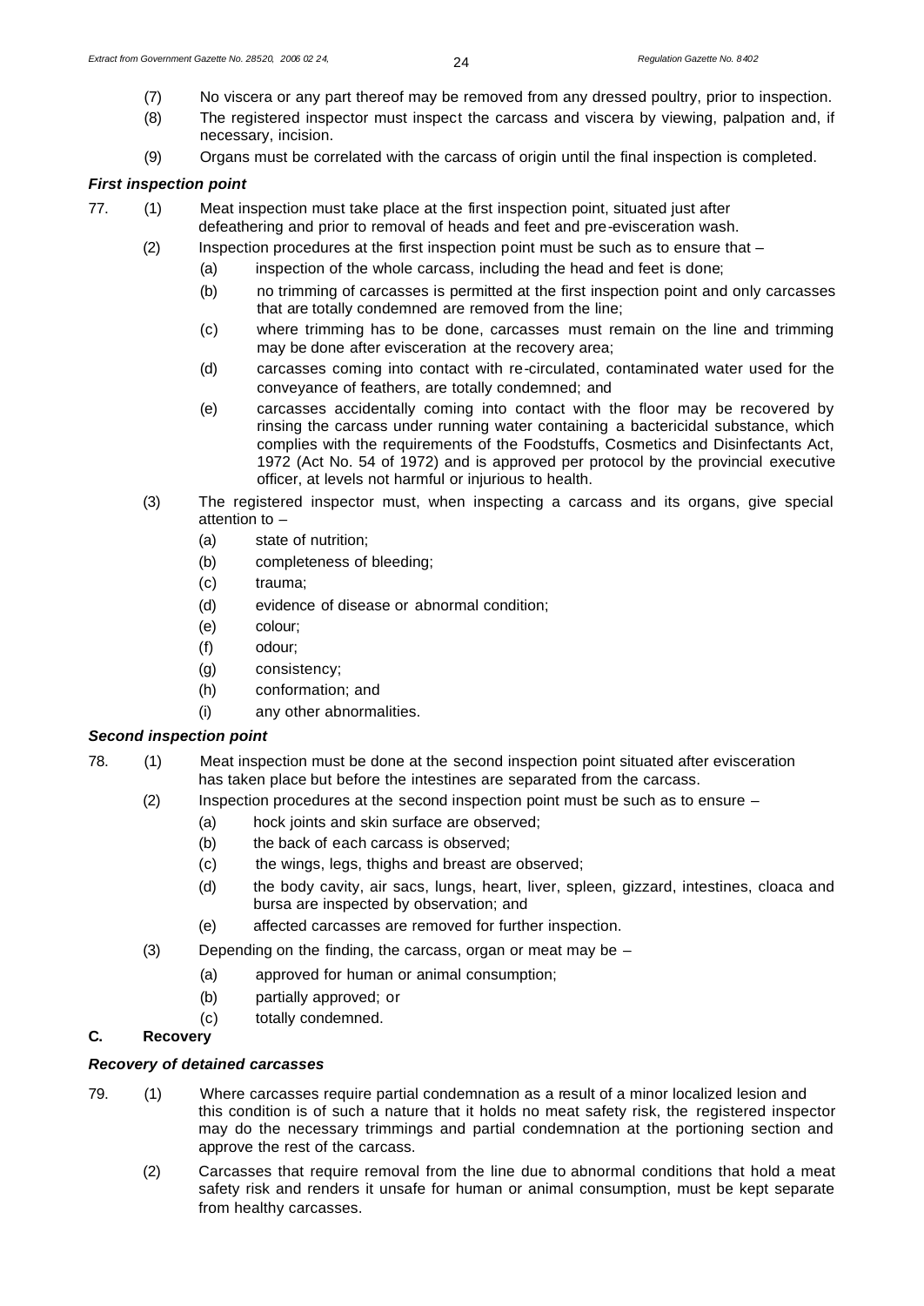(7) No viscera or any part thereof may be removed from any dressed poultry, prior to inspection.

(8) The registered inspector must inspect the carcass and viscera by viewing, palpation and, if necessary, incision.

(9) Organs must be correlated with the carcass of origin until the final inspection is completed.

***First inspection point***

77. (1) Meat inspection must take place at the first inspection point, situated just after defeathering and prior to removal of heads and feet and pre-evisceration wash.

(2) Inspection procedures at the first inspection point must be such as to ensure that –

- (a) inspection of the whole carcass, including the head and feet is done;
- (b) no trimming of carcasses is permitted at the first inspection point and only carcasses that are totally condemned are removed from the line;
- (c) where trimming has to be done, carcasses must remain on the line and trimming may be done after evisceration at the recovery area;
- (d) carcasses coming into contact with re-circulated, contaminated water used for the conveyance of feathers, are totally condemned; and
- (e) carcasses accidentally coming into contact with the floor may be recovered by rinsing the carcass under running water containing a bactericidal substance, which complies with the requirements of the Foodstuffs, Cosmetics and Disinfectants Act, 1972 (Act No. 54 of 1972) and is approved per protocol by the provincial executive officer, at levels not harmful or injurious to health.

(3) The registered inspector must, when inspecting a carcass and its organs, give special attention to –

- (a) state of nutrition;
- (b) completeness of bleeding;
- (c) trauma;
- (d) evidence of disease or abnormal condition;
- (e) colour;
- (f) odour;
- (g) consistency;
- (h) conformation; and
- (i) any other abnormalities.

***Second inspection point***

78. (1) Meat inspection must be done at the second inspection point situated after evisceration has taken place but before the intestines are separated from the carcass.

(2) Inspection procedures at the second inspection point must be such as to ensure –

- (a) hock joints and skin surface are observed;
- (b) the back of each carcass is observed;
- (c) the wings, legs, thighs and breast are observed;
- (d) the body cavity, air sacs, lungs, heart, liver, spleen, gizzard, intestines, cloaca and bursa are inspected by observation; and
- (e) affected carcasses are removed for further inspection.

(3) Depending on the finding, the carcass, organ or meat may be –

- (a) approved for human or animal consumption;
- (b) partially approved; or
- (c) totally condemned.

**C. Recovery**

***Recovery of detained carcasses***

79. (1) Where carcasses require partial condemnation as a result of a minor localized lesion and this condition is of such a nature that it holds no meat safety risk, the registered inspector may do the necessary trimmings and partial condemnation at the portioning section and approve the rest of the carcass.

(2) Carcasses that require removal from the line due to abnormal conditions that hold a meat safety risk and renders it unsafe for human or animal consumption, must be kept separate from healthy carcasses.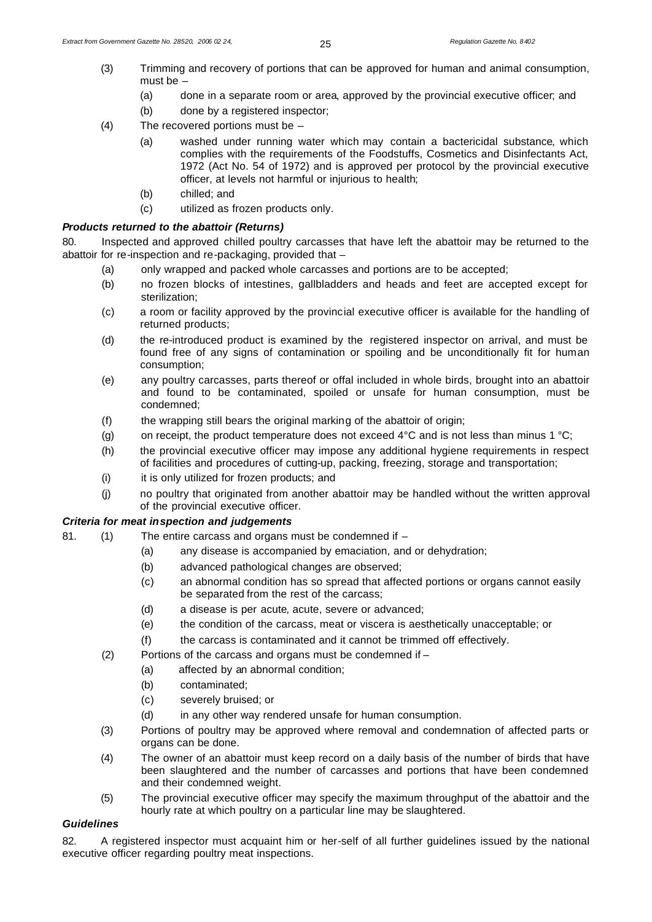(3) Trimming and recovery of portions that can be approved for human and animal consumption, must be –

  (a) done in a separate room or area, approved by the provincial executive officer; and

  (b) done by a registered inspector;

(4) The recovered portions must be –

  (a) washed under running water which may contain a bactericidal substance, which complies with the requirements of the Foodstuffs, Cosmetics and Disinfectants Act, 1972 (Act No. 54 of 1972) and is approved per protocol by the provincial executive officer, at levels not harmful or injurious to health;

  (b) chilled; and

  (c) utilized as frozen products only.

***Products returned to the abattoir (Returns)***

80. Inspected and approved chilled poultry carcasses that have left the abattoir may be returned to the abattoir for re-inspection and re-packaging, provided that –

  (a) only wrapped and packed whole carcasses and portions are to be accepted;

  (b) no frozen blocks of intestines, gallbladders and heads and feet are accepted except for sterilization;

  (c) a room or facility approved by the provincial executive officer is available for the handling of returned products;

  (d) the re-introduced product is examined by the registered inspector on arrival, and must be found free of any signs of contamination or spoiling and be unconditionally fit for human consumption;

  (e) any poultry carcasses, parts thereof or offal included in whole birds, brought into an abattoir and found to be contaminated, spoiled or unsafe for human consumption, must be condemned;

  (f) the wrapping still bears the original marking of the abattoir of origin;

  (g) on receipt, the product temperature does not exceed 4°C and is not less than minus 1 °C;

  (h) the provincial executive officer may impose any additional hygiene requirements in respect of facilities and procedures of cutting-up, packing, freezing, storage and transportation;

  (i) it is only utilized for frozen products; and

  (j) no poultry that originated from another abattoir may be handled without the written approval of the provincial executive officer.

***Criteria for meat inspection and judgements***

81. (1) The entire carcass and organs must be condemned if –

  (a) any disease is accompanied by emaciation, and or dehydration;

  (b) advanced pathological changes are observed;

  (c) an abnormal condition has so spread that affected portions or organs cannot easily be separated from the rest of the carcass;

  (d) a disease is per acute, acute, severe or advanced;

  (e) the condition of the carcass, meat or viscera is aesthetically unacceptable; or

  (f) the carcass is contaminated and it cannot be trimmed off effectively.

(2) Portions of the carcass and organs must be condemned if –

  (a) affected by an abnormal condition;

  (b) contaminated;

  (c) severely bruised; or

  (d) in any other way rendered unsafe for human consumption.

(3) Portions of poultry may be approved where removal and condemnation of affected parts or organs can be done.

(4) The owner of an abattoir must keep record on a daily basis of the number of birds that have been slaughtered and the number of carcasses and portions that have been condemned and their condemned weight.

(5) The provincial executive officer may specify the maximum throughput of the abattoir and the hourly rate at which poultry on a particular line may be slaughtered.

***Guidelines***

82. A registered inspector must acquaint him or her-self of all further guidelines issued by the national executive officer regarding poultry meat inspections.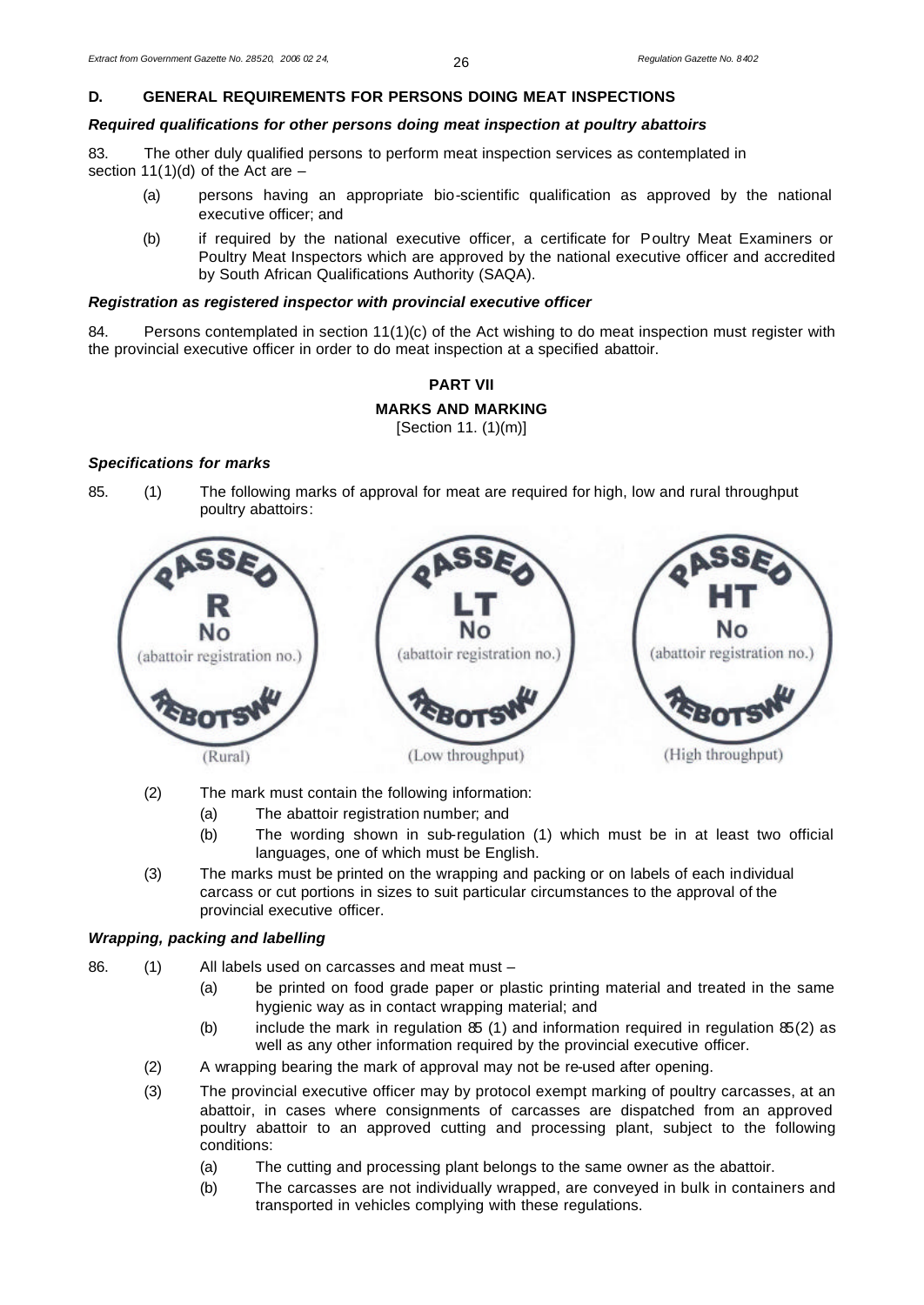## D. GENERAL REQUIREMENTS FOR PERSONS DOING MEAT INSPECTIONS

### *Required qualifications for other persons doing meat inspection at poultry abattoirs*

83. The other duly qualified persons to perform meat inspection services as contemplated in section 11(1)(d) of the Act are –

- (a) persons having an appropriate bio-scientific qualification as approved by the national executive officer; and
- (b) if required by the national executive officer, a certificate for Poultry Meat Examiners or Poultry Meat Inspectors which are approved by the national executive officer and accredited by South African Qualifications Authority (SAQA).

### *Registration as registered inspector with provincial executive officer*

84. Persons contemplated in section 11(1)(c) of the Act wishing to do meat inspection must register with the provincial executive officer in order to do meat inspection at a specified abattoir.

## PART VII

## MARKS AND MARKING

[Section 11. (1)(m)]

### *Specifications for marks*

85. (1) The following marks of approval for meat are required for high, low and rural throughput poultry abattoirs:

| PASSED R No (abattoir registration no.) REBOTSWE | PASSED LT No (abattoir registration no.) REBOTSWE | PASSED HT No (abattoir registration no.) REBOTSWE |
|---|---|---|
| (Rural) | (Low throughput) | (High throughput) |

(2) The mark must contain the following information:

- (a) The abattoir registration number; and
- (b) The wording shown in sub-regulation (1) which must be in at least two official languages, one of which must be English.

(3) The marks must be printed on the wrapping and packing or on labels of each individual carcass or cut portions in sizes to suit particular circumstances to the approval of the provincial executive officer.

### *Wrapping, packing and labelling*

86. (1) All labels used on carcasses and meat must –

- (a) be printed on food grade paper or plastic printing material and treated in the same hygienic way as in contact wrapping material; and
- (b) include the mark in regulation 85 (1) and information required in regulation 85(2) as well as any other information required by the provincial executive officer.

(2) A wrapping bearing the mark of approval may not be re-used after opening.

(3) The provincial executive officer may by protocol exempt marking of poultry carcasses, at an abattoir, in cases where consignments of carcasses are dispatched from an approved poultry abattoir to an approved cutting and processing plant, subject to the following conditions:

- (a) The cutting and processing plant belongs to the same owner as the abattoir.
- (b) The carcasses are not individually wrapped, are conveyed in bulk in containers and transported in vehicles complying with these regulations.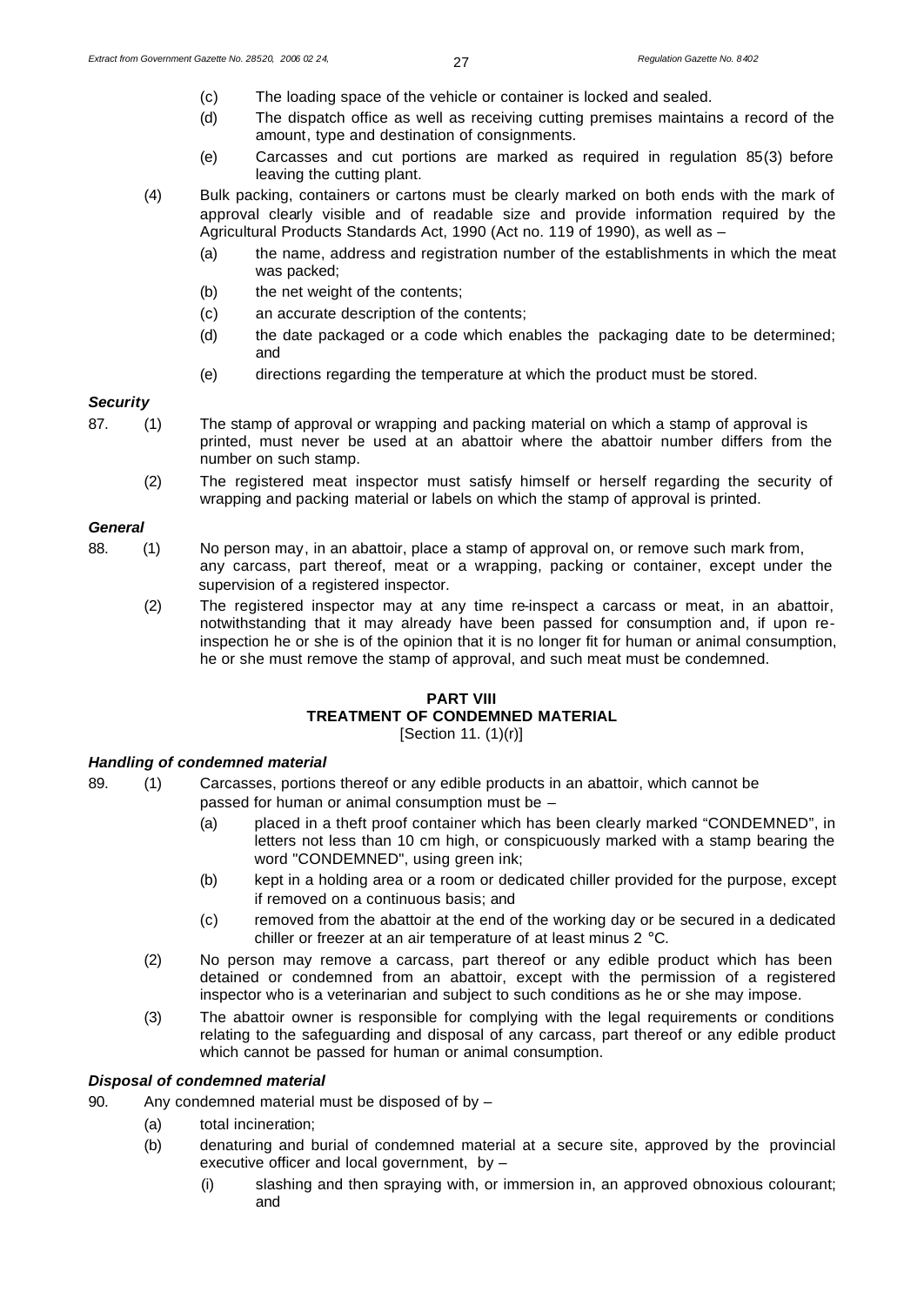(c) The loading space of the vehicle or container is locked and sealed.

(d) The dispatch office as well as receiving cutting premises maintains a record of the amount, type and destination of consignments.

(e) Carcasses and cut portions are marked as required in regulation 85(3) before leaving the cutting plant.

(4) Bulk packing, containers or cartons must be clearly marked on both ends with the mark of approval clearly visible and of readable size and provide information required by the Agricultural Products Standards Act, 1990 (Act no. 119 of 1990), as well as –

(a) the name, address and registration number of the establishments in which the meat was packed;

(b) the net weight of the contents;

(c) an accurate description of the contents;

(d) the date packaged or a code which enables the packaging date to be determined; and

(e) directions regarding the temperature at which the product must be stored.

***Security***

87. (1) The stamp of approval or wrapping and packing material on which a stamp of approval is printed, must never be used at an abattoir where the abattoir number differs from the number on such stamp.

(2) The registered meat inspector must satisfy himself or herself regarding the security of wrapping and packing material or labels on which the stamp of approval is printed.

***General***

88. (1) No person may, in an abattoir, place a stamp of approval on, or remove such mark from, any carcass, part thereof, meat or a wrapping, packing or container, except under the supervision of a registered inspector.

(2) The registered inspector may at any time re-inspect a carcass or meat, in an abattoir, notwithstanding that it may already have been passed for consumption and, if upon re-inspection he or she is of the opinion that it is no longer fit for human or animal consumption, he or she must remove the stamp of approval, and such meat must be condemned.

**PART VIII**
**TREATMENT OF CONDEMNED MATERIAL**
[Section 11. (1)(r)]

***Handling of condemned material***

89. (1) Carcasses, portions thereof or any edible products in an abattoir, which cannot be passed for human or animal consumption must be –

(a) placed in a theft proof container which has been clearly marked "CONDEMNED", in letters not less than 10 cm high, or conspicuously marked with a stamp bearing the word "CONDEMNED", using green ink;

(b) kept in a holding area or a room or dedicated chiller provided for the purpose, except if removed on a continuous basis; and

(c) removed from the abattoir at the end of the working day or be secured in a dedicated chiller or freezer at an air temperature of at least minus 2 °C.

(2) No person may remove a carcass, part thereof or any edible product which has been detained or condemned from an abattoir, except with the permission of a registered inspector who is a veterinarian and subject to such conditions as he or she may impose.

(3) The abattoir owner is responsible for complying with the legal requirements or conditions relating to the safeguarding and disposal of any carcass, part thereof or any edible product which cannot be passed for human or animal consumption.

***Disposal of condemned material***

90. Any condemned material must be disposed of by –

(a) total incineration;

(b) denaturing and burial of condemned material at a secure site, approved by the provincial executive officer and local government, by –

(i) slashing and then spraying with, or immersion in, an approved obnoxious colourant; and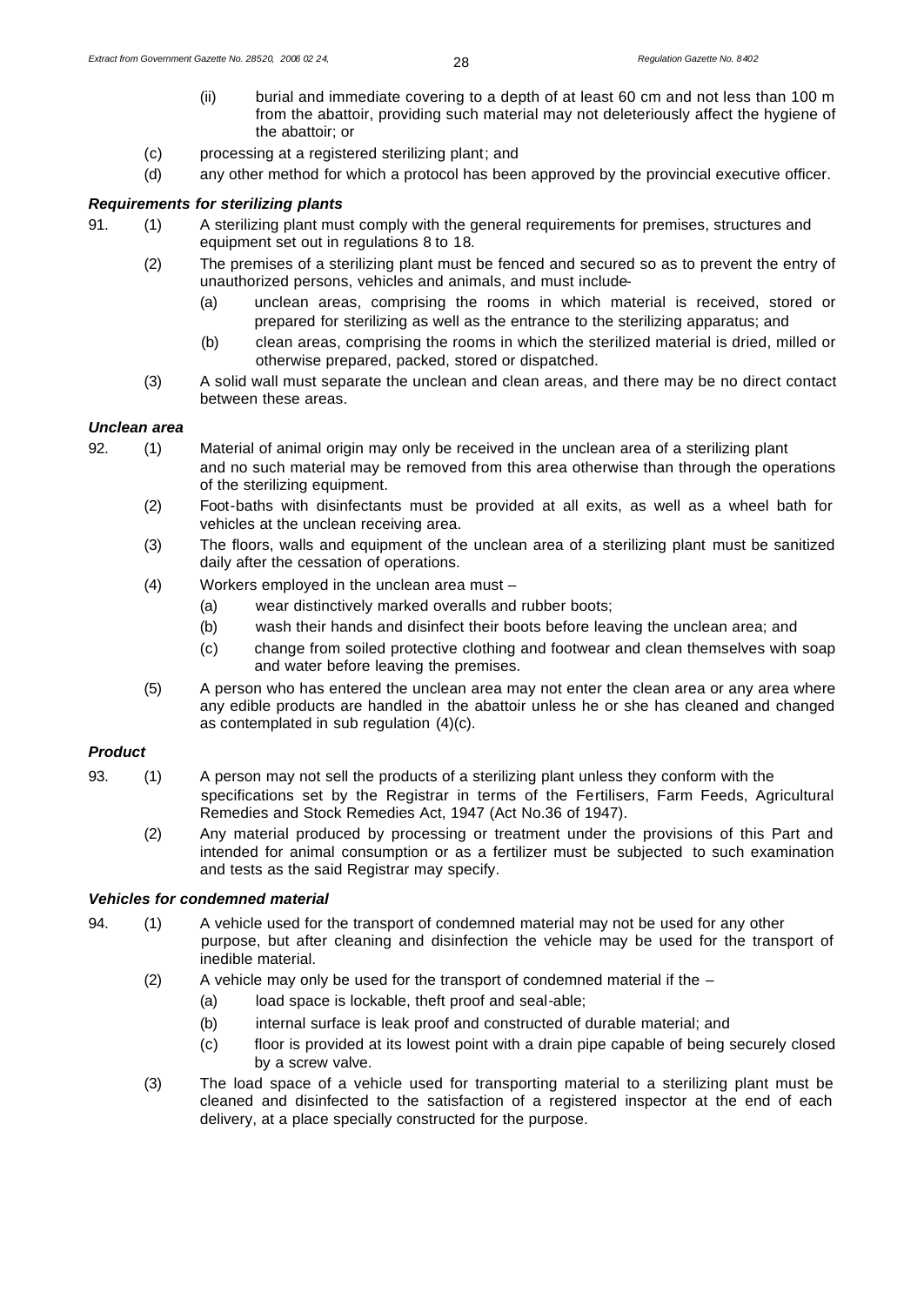(ii) burial and immediate covering to a depth of at least 60 cm and not less than 100 m from the abattoir, providing such material may not deleteriously affect the hygiene of the abattoir; or

(c) processing at a registered sterilizing plant; and

(d) any other method for which a protocol has been approved by the provincial executive officer.

***Requirements for sterilizing plants***

91. (1) A sterilizing plant must comply with the general requirements for premises, structures and equipment set out in regulations 8 to 18.

(2) The premises of a sterilizing plant must be fenced and secured so as to prevent the entry of unauthorized persons, vehicles and animals, and must include-

(a) unclean areas, comprising the rooms in which material is received, stored or prepared for sterilizing as well as the entrance to the sterilizing apparatus; and

(b) clean areas, comprising the rooms in which the sterilized material is dried, milled or otherwise prepared, packed, stored or dispatched.

(3) A solid wall must separate the unclean and clean areas, and there may be no direct contact between these areas.

***Unclean area***

92. (1) Material of animal origin may only be received in the unclean area of a sterilizing plant and no such material may be removed from this area otherwise than through the operations of the sterilizing equipment.

(2) Foot-baths with disinfectants must be provided at all exits, as well as a wheel bath for vehicles at the unclean receiving area.

(3) The floors, walls and equipment of the unclean area of a sterilizing plant must be sanitized daily after the cessation of operations.

(4) Workers employed in the unclean area must –

(a) wear distinctively marked overalls and rubber boots;

(b) wash their hands and disinfect their boots before leaving the unclean area; and

(c) change from soiled protective clothing and footwear and clean themselves with soap and water before leaving the premises.

(5) A person who has entered the unclean area may not enter the clean area or any area where any edible products are handled in the abattoir unless he or she has cleaned and changed as contemplated in sub regulation (4)(c).

***Product***

93. (1) A person may not sell the products of a sterilizing plant unless they conform with the specifications set by the Registrar in terms of the Fertilisers, Farm Feeds, Agricultural Remedies and Stock Remedies Act, 1947 (Act No.36 of 1947).

(2) Any material produced by processing or treatment under the provisions of this Part and intended for animal consumption or as a fertilizer must be subjected to such examination and tests as the said Registrar may specify.

***Vehicles for condemned material***

94. (1) A vehicle used for the transport of condemned material may not be used for any other purpose, but after cleaning and disinfection the vehicle may be used for the transport of inedible material.

(2) A vehicle may only be used for the transport of condemned material if the –

(a) load space is lockable, theft proof and seal-able;

(b) internal surface is leak proof and constructed of durable material; and

(c) floor is provided at its lowest point with a drain pipe capable of being securely closed by a screw valve.

(3) The load space of a vehicle used for transporting material to a sterilizing plant must be cleaned and disinfected to the satisfaction of a registered inspector at the end of each delivery, at a place specially constructed for the purpose.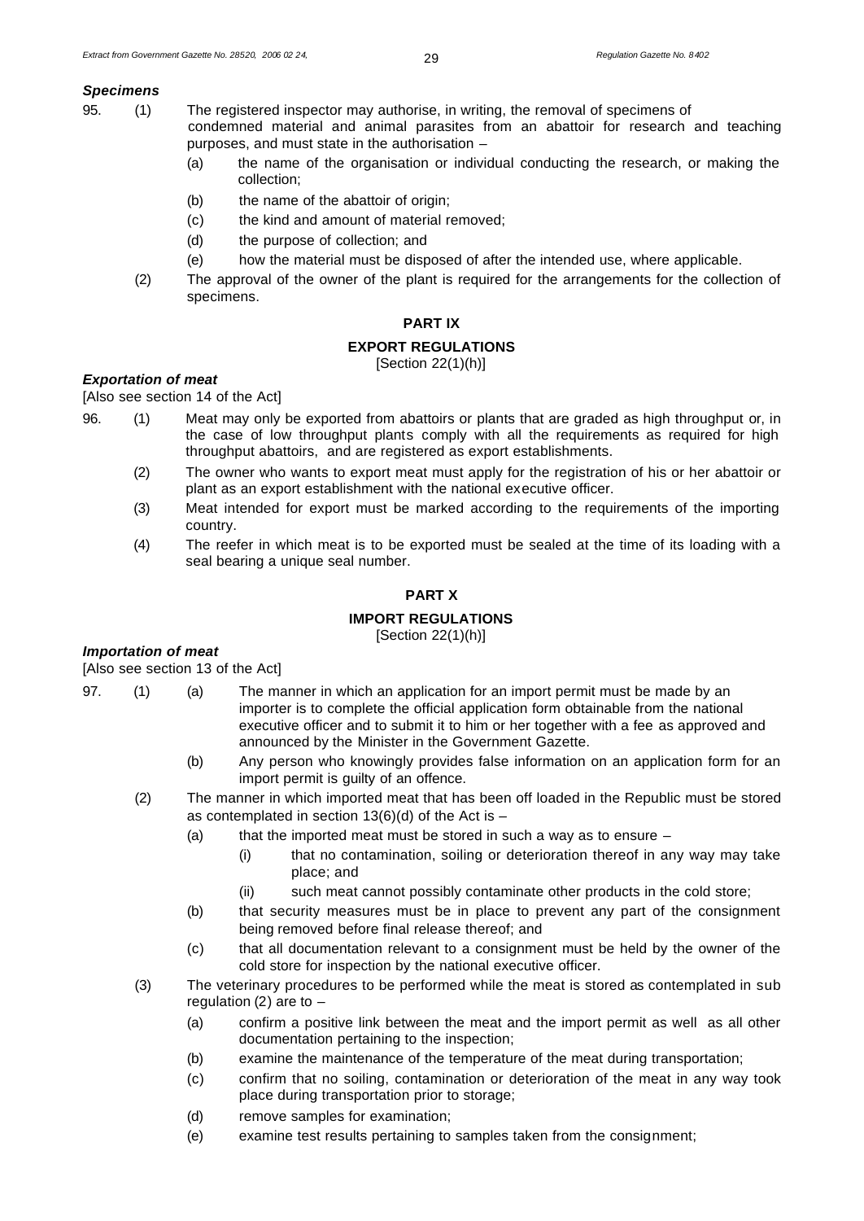***Specimens***

95. (1) The registered inspector may authorise, in writing, the removal of specimens of condemned material and animal parasites from an abattoir for research and teaching purposes, and must state in the authorisation –

  (a) the name of the organisation or individual conducting the research, or making the collection;

  (b) the name of the abattoir of origin;

  (c) the kind and amount of material removed;

  (d) the purpose of collection; and

  (e) how the material must be disposed of after the intended use, where applicable.

(2) The approval of the owner of the plant is required for the arrangements for the collection of specimens.

**PART IX**

**EXPORT REGULATIONS**

[Section 22(1)(h)]

***Exportation of meat***

[Also see section 14 of the Act]

96. (1) Meat may only be exported from abattoirs or plants that are graded as high throughput or, in the case of low throughput plants comply with all the requirements as required for high throughput abattoirs, and are registered as export establishments.

(2) The owner who wants to export meat must apply for the registration of his or her abattoir or plant as an export establishment with the national executive officer.

(3) Meat intended for export must be marked according to the requirements of the importing country.

(4) The reefer in which meat is to be exported must be sealed at the time of its loading with a seal bearing a unique seal number.

**PART X**

**IMPORT REGULATIONS**

[Section 22(1)(h)]

***Importation of meat***

[Also see section 13 of the Act]

97. (1) (a) The manner in which an application for an import permit must be made by an importer is to complete the official application form obtainable from the national executive officer and to submit it to him or her together with a fee as approved and announced by the Minister in the Government Gazette.

  (b) Any person who knowingly provides false information on an application form for an import permit is guilty of an offence.

(2) The manner in which imported meat that has been off loaded in the Republic must be stored as contemplated in section 13(6)(d) of the Act is –

  (a) that the imported meat must be stored in such a way as to ensure –

    (i) that no contamination, soiling or deterioration thereof in any way may take place; and

    (ii) such meat cannot possibly contaminate other products in the cold store;

  (b) that security measures must be in place to prevent any part of the consignment being removed before final release thereof; and

  (c) that all documentation relevant to a consignment must be held by the owner of the cold store for inspection by the national executive officer.

(3) The veterinary procedures to be performed while the meat is stored as contemplated in sub regulation (2) are to –

  (a) confirm a positive link between the meat and the import permit as well as all other documentation pertaining to the inspection;

  (b) examine the maintenance of the temperature of the meat during transportation;

  (c) confirm that no soiling, contamination or deterioration of the meat in any way took place during transportation prior to storage;

  (d) remove samples for examination;

  (e) examine test results pertaining to samples taken from the consignment;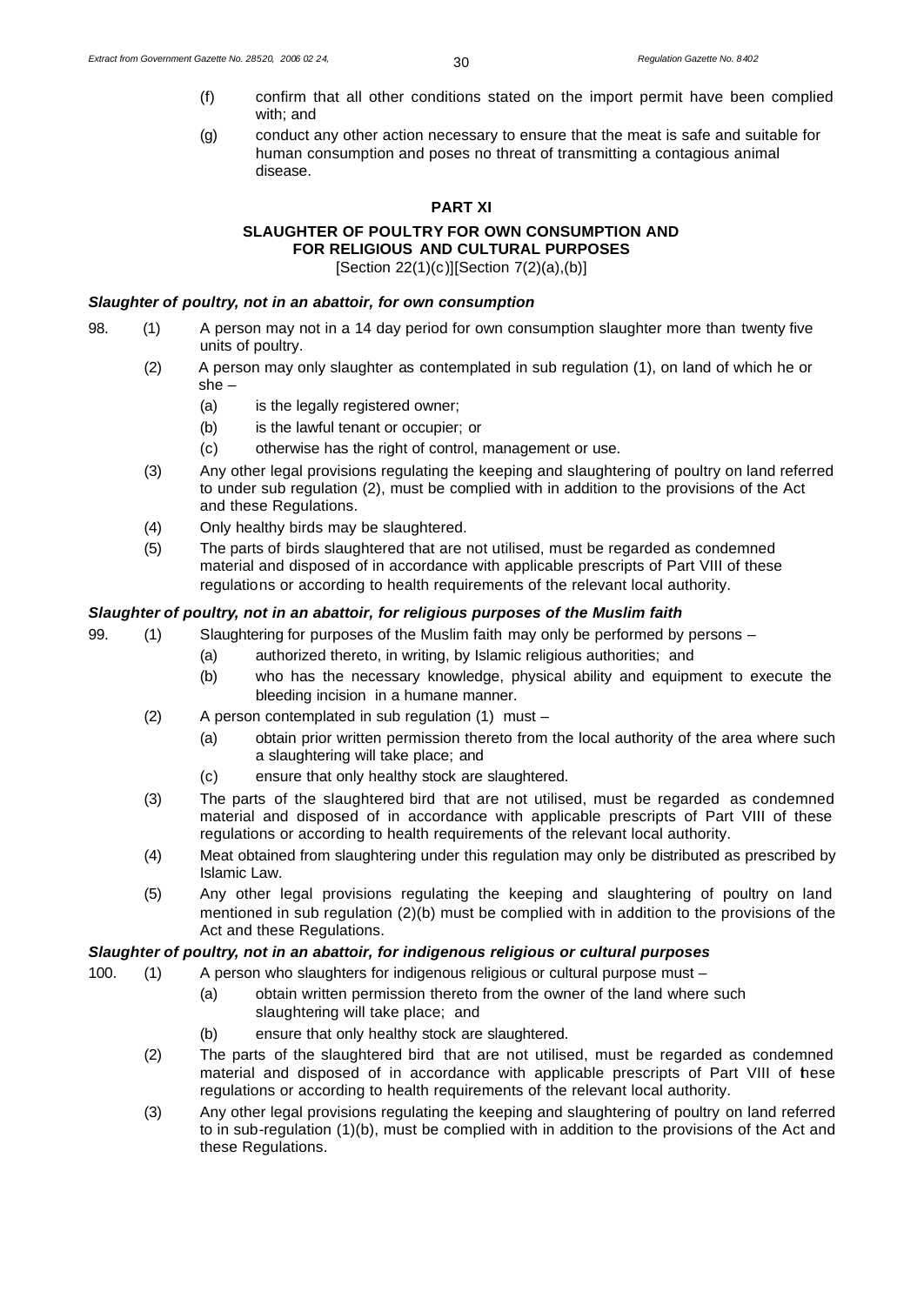(f) confirm that all other conditions stated on the import permit have been complied with; and

(g) conduct any other action necessary to ensure that the meat is safe and suitable for human consumption and poses no threat of transmitting a contagious animal disease.

## PART XI

### SLAUGHTER OF POULTRY FOR OWN CONSUMPTION AND FOR RELIGIOUS AND CULTURAL PURPOSES

[Section 22(1)(c)][Section 7(2)(a),(b)]

***Slaughter of poultry, not in an abattoir, for own consumption***

98. (1) A person may not in a 14 day period for own consumption slaughter more than twenty five units of poultry.

(2) A person may only slaughter as contemplated in sub regulation (1), on land of which he or she –

(a) is the legally registered owner;

(b) is the lawful tenant or occupier; or

(c) otherwise has the right of control, management or use.

(3) Any other legal provisions regulating the keeping and slaughtering of poultry on land referred to under sub regulation (2), must be complied with in addition to the provisions of the Act and these Regulations.

(4) Only healthy birds may be slaughtered.

(5) The parts of birds slaughtered that are not utilised, must be regarded as condemned material and disposed of in accordance with applicable prescripts of Part VIII of these regulations or according to health requirements of the relevant local authority.

***Slaughter of poultry, not in an abattoir, for religious purposes of the Muslim faith***

99. (1) Slaughtering for purposes of the Muslim faith may only be performed by persons –

(a) authorized thereto, in writing, by Islamic religious authorities; and

(b) who has the necessary knowledge, physical ability and equipment to execute the bleeding incision in a humane manner.

(2) A person contemplated in sub regulation (1) must –

(a) obtain prior written permission thereto from the local authority of the area where such a slaughtering will take place; and

(c) ensure that only healthy stock are slaughtered.

(3) The parts of the slaughtered bird that are not utilised, must be regarded as condemned material and disposed of in accordance with applicable prescripts of Part VIII of these regulations or according to health requirements of the relevant local authority.

(4) Meat obtained from slaughtering under this regulation may only be distributed as prescribed by Islamic Law.

(5) Any other legal provisions regulating the keeping and slaughtering of poultry on land mentioned in sub regulation (2)(b) must be complied with in addition to the provisions of the Act and these Regulations.

***Slaughter of poultry, not in an abattoir, for indigenous religious or cultural purposes***

100. (1) A person who slaughters for indigenous religious or cultural purpose must –

(a) obtain written permission thereto from the owner of the land where such slaughtering will take place; and

(b) ensure that only healthy stock are slaughtered.

(2) The parts of the slaughtered bird that are not utilised, must be regarded as condemned material and disposed of in accordance with applicable prescripts of Part VIII of these regulations or according to health requirements of the relevant local authority.

(3) Any other legal provisions regulating the keeping and slaughtering of poultry on land referred to in sub-regulation (1)(b), must be complied with in addition to the provisions of the Act and these Regulations.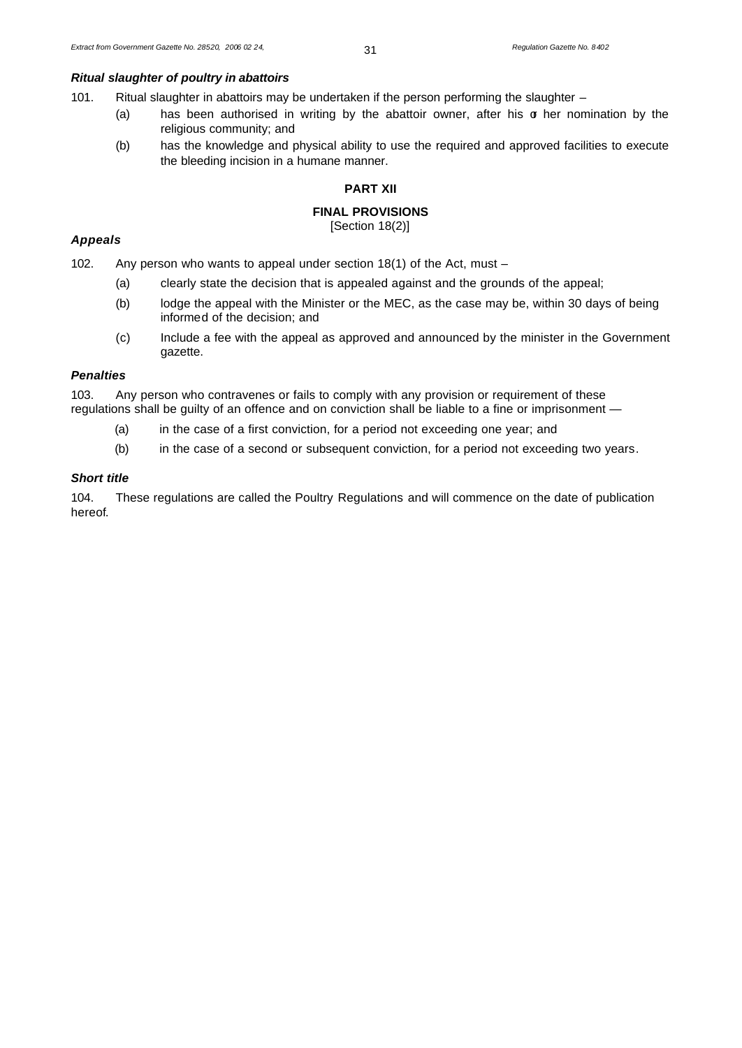### *Ritual slaughter of poultry in abattoirs*

101. Ritual slaughter in abattoirs may be undertaken if the person performing the slaughter –

(a) has been authorised in writing by the abattoir owner, after his or her nomination by the religious community; and

(b) has the knowledge and physical ability to use the required and approved facilities to execute the bleeding incision in a humane manner.

## PART XII

## FINAL PROVISIONS

[Section 18(2)]

### *Appeals*

102. Any person who wants to appeal under section 18(1) of the Act, must –

(a) clearly state the decision that is appealed against and the grounds of the appeal;

(b) lodge the appeal with the Minister or the MEC, as the case may be, within 30 days of being informed of the decision; and

(c) Include a fee with the appeal as approved and announced by the minister in the Government gazette.

### *Penalties*

103. Any person who contravenes or fails to comply with any provision or requirement of these regulations shall be guilty of an offence and on conviction shall be liable to a fine or imprisonment —

(a) in the case of a first conviction, for a period not exceeding one year; and

(b) in the case of a second or subsequent conviction, for a period not exceeding two years.

### *Short title*

104. These regulations are called the Poultry Regulations and will commence on the date of publication hereof.